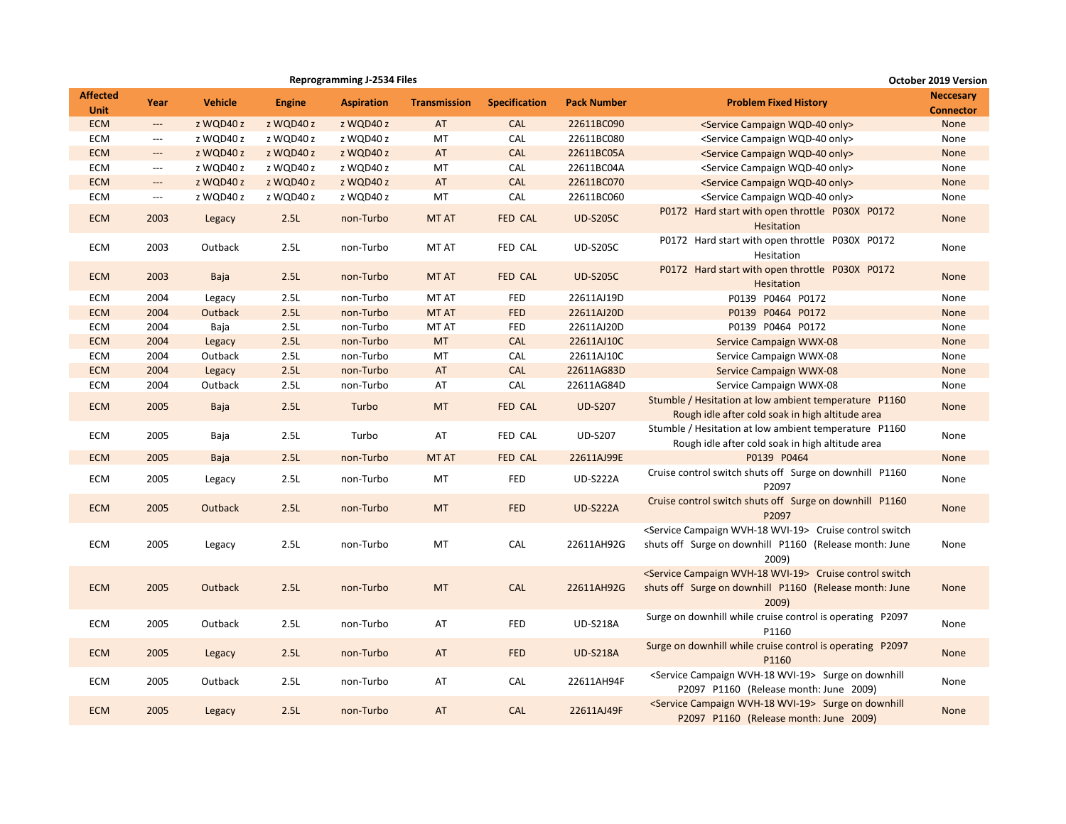**Reprogramming J-2534 Files** — October 2019 Version

| Affected Unit | Year | Vehicle | Engine | Aspiration | Transmission | Specification | Pack Number | Problem Fixed History | Neccesary Connector |
|---|---|---|---|---|---|---|---|---|---|
| ECM | --- | z WQD40 z | z WQD40 z | z WQD40 z | AT | CAL | 22611BC090 | <Service Campaign WQD-40 only> | None |
| ECM | --- | z WQD40 z | z WQD40 z | z WQD40 z | MT | CAL | 22611BC080 | <Service Campaign WQD-40 only> | None |
| ECM | --- | z WQD40 z | z WQD40 z | z WQD40 z | AT | CAL | 22611BC05A | <Service Campaign WQD-40 only> | None |
| ECM | --- | z WQD40 z | z WQD40 z | z WQD40 z | MT | CAL | 22611BC04A | <Service Campaign WQD-40 only> | None |
| ECM | --- | z WQD40 z | z WQD40 z | z WQD40 z | AT | CAL | 22611BC070 | <Service Campaign WQD-40 only> | None |
| ECM | --- | z WQD40 z | z WQD40 z | z WQD40 z | MT | CAL | 22611BC060 | <Service Campaign WQD-40 only> | None |
| ECM | 2003 | Legacy | 2.5L | non-Turbo | MT AT | FED CAL | UD-S205C | P0172 Hard start with open throttle P030X P0172 Hesitation | None |
| ECM | 2003 | Outback | 2.5L | non-Turbo | MT AT | FED CAL | UD-S205C | P0172 Hard start with open throttle P030X P0172 Hesitation | None |
| ECM | 2003 | Baja | 2.5L | non-Turbo | MT AT | FED CAL | UD-S205C | P0172 Hard start with open throttle P030X P0172 Hesitation | None |
| ECM | 2004 | Legacy | 2.5L | non-Turbo | MT AT | FED | 22611AJ19D | P0139 P0464 P0172 | None |
| ECM | 2004 | Outback | 2.5L | non-Turbo | MT AT | FED | 22611AJ20D | P0139 P0464 P0172 | None |
| ECM | 2004 | Baja | 2.5L | non-Turbo | MT AT | FED | 22611AJ20D | P0139 P0464 P0172 | None |
| ECM | 2004 | Legacy | 2.5L | non-Turbo | MT | CAL | 22611AJ10C | Service Campaign WWX-08 | None |
| ECM | 2004 | Outback | 2.5L | non-Turbo | MT | CAL | 22611AJ10C | Service Campaign WWX-08 | None |
| ECM | 2004 | Legacy | 2.5L | non-Turbo | AT | CAL | 22611AG83D | Service Campaign WWX-08 | None |
| ECM | 2004 | Outback | 2.5L | non-Turbo | AT | CAL | 22611AG84D | Service Campaign WWX-08 | None |
| ECM | 2005 | Baja | 2.5L | Turbo | MT | FED CAL | UD-S207 | Stumble / Hesitation at low ambient temperature P1160 Rough idle after cold soak in high altitude area | None |
| ECM | 2005 | Baja | 2.5L | Turbo | AT | FED CAL | UD-S207 | Stumble / Hesitation at low ambient temperature P1160 Rough idle after cold soak in high altitude area | None |
| ECM | 2005 | Baja | 2.5L | non-Turbo | MT AT | FED CAL | 22611AJ99E | P0139 P0464 | None |
| ECM | 2005 | Legacy | 2.5L | non-Turbo | MT | FED | UD-S222A | Cruise control switch shuts off Surge on downhill P1160 P2097 | None |
| ECM | 2005 | Outback | 2.5L | non-Turbo | MT | FED | UD-S222A | Cruise control switch shuts off Surge on downhill P1160 P2097 | None |
| ECM | 2005 | Legacy | 2.5L | non-Turbo | MT | CAL | 22611AH92G | <Service Campaign WVH-18 WVI-19> Cruise control switch shuts off Surge on downhill P1160 (Release month: June 2009) | None |
| ECM | 2005 | Outback | 2.5L | non-Turbo | MT | CAL | 22611AH92G | <Service Campaign WVH-18 WVI-19> Cruise control switch shuts off Surge on downhill P1160 (Release month: June 2009) | None |
| ECM | 2005 | Outback | 2.5L | non-Turbo | AT | FED | UD-S218A | Surge on downhill while cruise control is operating P2097 P1160 | None |
| ECM | 2005 | Legacy | 2.5L | non-Turbo | AT | FED | UD-S218A | Surge on downhill while cruise control is operating P2097 P1160 | None |
| ECM | 2005 | Outback | 2.5L | non-Turbo | AT | CAL | 22611AH94F | <Service Campaign WVH-18 WVI-19> Surge on downhill P2097 P1160 (Release month: June 2009) | None |
| ECM | 2005 | Legacy | 2.5L | non-Turbo | AT | CAL | 22611AJ49F | <Service Campaign WVH-18 WVI-19> Surge on downhill P2097 P1160 (Release month: June 2009) | None |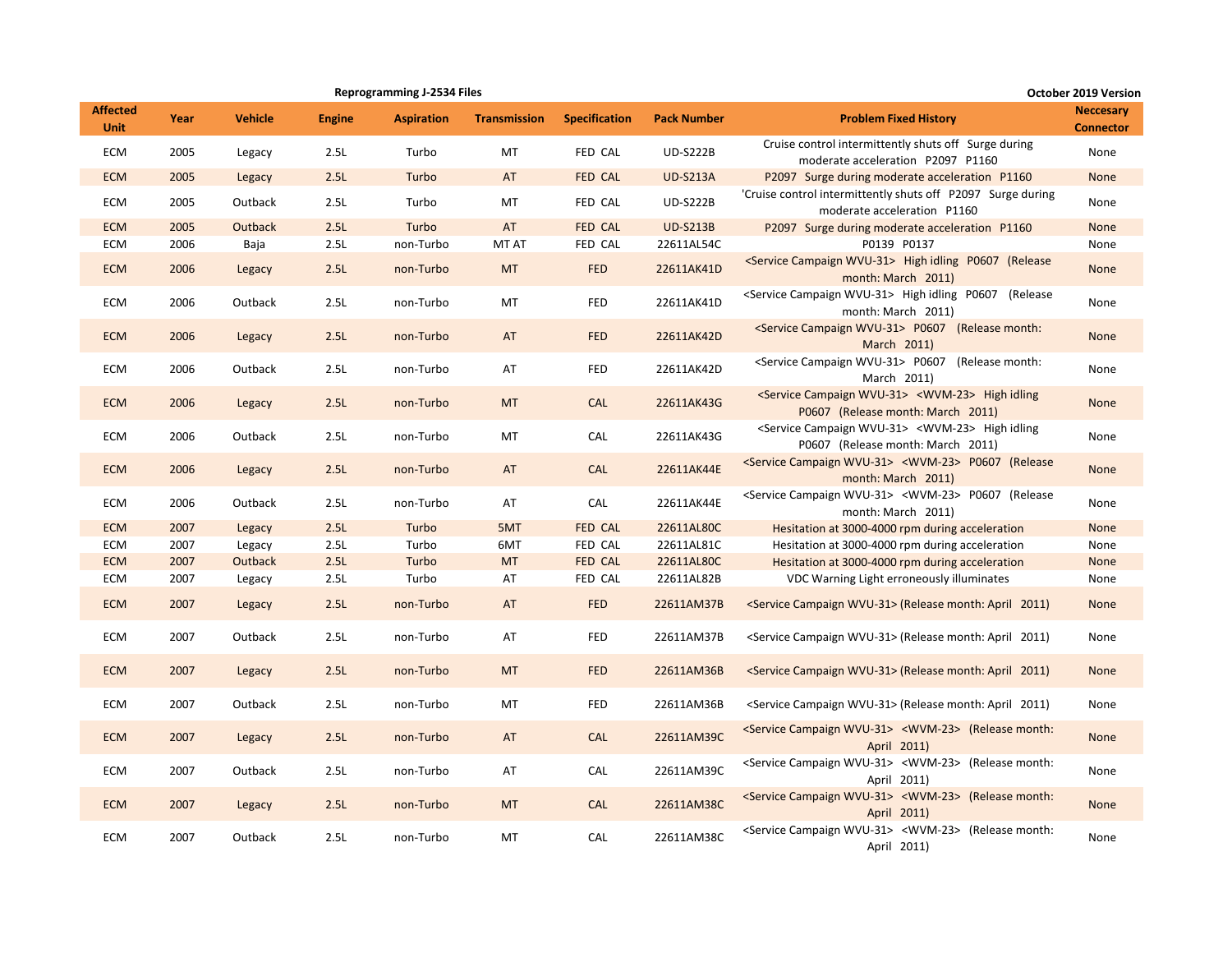**Reprogramming J-2534 Files** — October 2019 Version

| Affected Unit | Year | Vehicle | Engine | Aspiration | Transmission | Specification | Pack Number | Problem Fixed History | Neccesary Connector |
|---|---|---|---|---|---|---|---|---|---|
| ECM | 2005 | Legacy | 2.5L | Turbo | MT | FED CAL | UD-S222B | Cruise control intermittently shuts off Surge during moderate acceleration P2097 P1160 | None |
| ECM | 2005 | Legacy | 2.5L | Turbo | AT | FED CAL | UD-S213A | P2097 Surge during moderate acceleration P1160 | None |
| ECM | 2005 | Outback | 2.5L | Turbo | MT | FED CAL | UD-S222B | 'Cruise control intermittently shuts off P2097 Surge during moderate acceleration P1160 | None |
| ECM | 2005 | Outback | 2.5L | Turbo | AT | FED CAL | UD-S213B | P2097 Surge during moderate acceleration P1160 | None |
| ECM | 2006 | Baja | 2.5L | non-Turbo | MT AT | FED CAL | 22611AL54C | P0139 P0137 | None |
| ECM | 2006 | Legacy | 2.5L | non-Turbo | MT | FED | 22611AK41D | <Service Campaign WVU-31> High idling P0607 (Release month: March 2011) | None |
| ECM | 2006 | Outback | 2.5L | non-Turbo | MT | FED | 22611AK41D | <Service Campaign WVU-31> High idling P0607 (Release month: March 2011) | None |
| ECM | 2006 | Legacy | 2.5L | non-Turbo | AT | FED | 22611AK42D | <Service Campaign WVU-31> P0607 (Release month: March 2011) | None |
| ECM | 2006 | Outback | 2.5L | non-Turbo | AT | FED | 22611AK42D | <Service Campaign WVU-31> P0607 (Release month: March 2011) | None |
| ECM | 2006 | Legacy | 2.5L | non-Turbo | MT | CAL | 22611AK43G | <Service Campaign WVU-31> <WVM-23> High idling P0607 (Release month: March 2011) | None |
| ECM | 2006 | Outback | 2.5L | non-Turbo | MT | CAL | 22611AK43G | <Service Campaign WVU-31> <WVM-23> High idling P0607 (Release month: March 2011) | None |
| ECM | 2006 | Legacy | 2.5L | non-Turbo | AT | CAL | 22611AK44E | <Service Campaign WVU-31> <WVM-23> P0607 (Release month: March 2011) | None |
| ECM | 2006 | Outback | 2.5L | non-Turbo | AT | CAL | 22611AK44E | <Service Campaign WVU-31> <WVM-23> P0607 (Release month: March 2011) | None |
| ECM | 2007 | Legacy | 2.5L | Turbo | 5MT | FED CAL | 22611AL80C | Hesitation at 3000-4000 rpm during acceleration | None |
| ECM | 2007 | Legacy | 2.5L | Turbo | 6MT | FED CAL | 22611AL81C | Hesitation at 3000-4000 rpm during acceleration | None |
| ECM | 2007 | Outback | 2.5L | Turbo | MT | FED CAL | 22611AL80C | Hesitation at 3000-4000 rpm during acceleration | None |
| ECM | 2007 | Legacy | 2.5L | Turbo | AT | FED CAL | 22611AL82B | VDC Warning Light erroneously illuminates | None |
| ECM | 2007 | Legacy | 2.5L | non-Turbo | AT | FED | 22611AM37B | <Service Campaign WVU-31> (Release month: April 2011) | None |
| ECM | 2007 | Outback | 2.5L | non-Turbo | AT | FED | 22611AM37B | <Service Campaign WVU-31> (Release month: April 2011) | None |
| ECM | 2007 | Legacy | 2.5L | non-Turbo | MT | FED | 22611AM36B | <Service Campaign WVU-31> (Release month: April 2011) | None |
| ECM | 2007 | Outback | 2.5L | non-Turbo | MT | FED | 22611AM36B | <Service Campaign WVU-31> (Release month: April 2011) | None |
| ECM | 2007 | Legacy | 2.5L | non-Turbo | AT | CAL | 22611AM39C | <Service Campaign WVU-31> <WVM-23> (Release month: April 2011) | None |
| ECM | 2007 | Outback | 2.5L | non-Turbo | AT | CAL | 22611AM39C | <Service Campaign WVU-31> <WVM-23> (Release month: April 2011) | None |
| ECM | 2007 | Legacy | 2.5L | non-Turbo | MT | CAL | 22611AM38C | <Service Campaign WVU-31> <WVM-23> (Release month: April 2011) | None |
| ECM | 2007 | Outback | 2.5L | non-Turbo | MT | CAL | 22611AM38C | <Service Campaign WVU-31> <WVM-23> (Release month: April 2011) | None |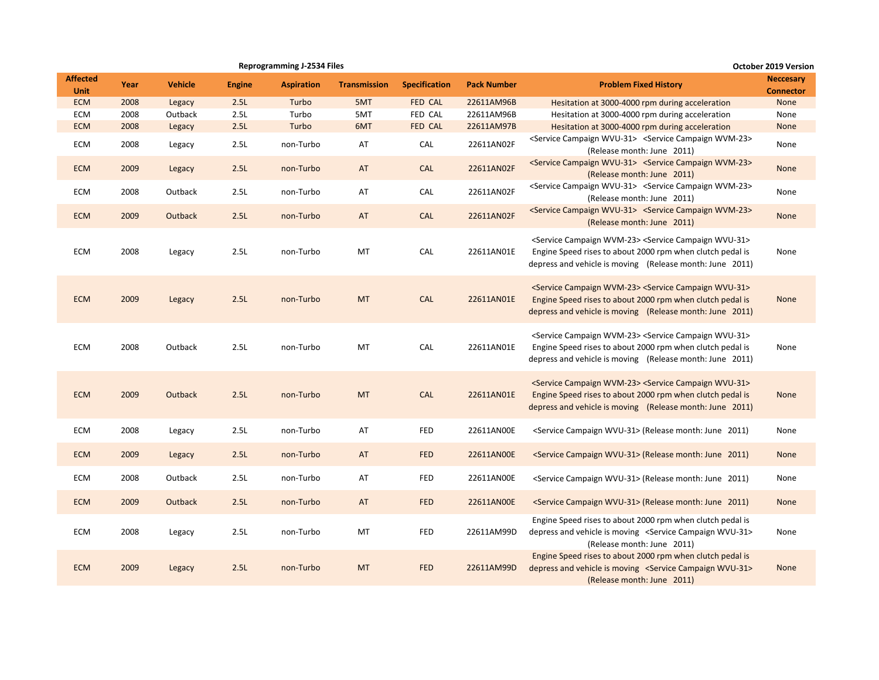Reprogramming J-2534 Files

October 2019 Version

| Affected Unit | Year | Vehicle | Engine | Aspiration | Transmission | Specification | Pack Number | Problem Fixed History | Neccesary Connector |
|---|---|---|---|---|---|---|---|---|---|
| ECM | 2008 | Legacy | 2.5L | Turbo | 5MT | FED CAL | 22611AM96B | Hesitation at 3000-4000 rpm during acceleration | None |
| ECM | 2008 | Outback | 2.5L | Turbo | 5MT | FED CAL | 22611AM96B | Hesitation at 3000-4000 rpm during acceleration | None |
| ECM | 2008 | Legacy | 2.5L | Turbo | 6MT | FED CAL | 22611AM97B | Hesitation at 3000-4000 rpm during acceleration | None |
| ECM | 2008 | Legacy | 2.5L | non-Turbo | AT | CAL | 22611AN02F | <Service Campaign WVU-31> <Service Campaign WVM-23> (Release month: June 2011) | None |
| ECM | 2009 | Legacy | 2.5L | non-Turbo | AT | CAL | 22611AN02F | <Service Campaign WVU-31> <Service Campaign WVM-23> (Release month: June 2011) | None |
| ECM | 2008 | Outback | 2.5L | non-Turbo | AT | CAL | 22611AN02F | <Service Campaign WVU-31> <Service Campaign WVM-23> (Release month: June 2011) | None |
| ECM | 2009 | Outback | 2.5L | non-Turbo | AT | CAL | 22611AN02F | <Service Campaign WVU-31> <Service Campaign WVM-23> (Release month: June 2011) | None |
| ECM | 2008 | Legacy | 2.5L | non-Turbo | MT | CAL | 22611AN01E | <Service Campaign WVM-23> <Service Campaign WVU-31> Engine Speed rises to about 2000 rpm when clutch pedal is depress and vehicle is moving (Release month: June 2011) | None |
| ECM | 2009 | Legacy | 2.5L | non-Turbo | MT | CAL | 22611AN01E | <Service Campaign WVM-23> <Service Campaign WVU-31> Engine Speed rises to about 2000 rpm when clutch pedal is depress and vehicle is moving (Release month: June 2011) | None |
| ECM | 2008 | Outback | 2.5L | non-Turbo | MT | CAL | 22611AN01E | <Service Campaign WVM-23> <Service Campaign WVU-31> Engine Speed rises to about 2000 rpm when clutch pedal is depress and vehicle is moving (Release month: June 2011) | None |
| ECM | 2009 | Outback | 2.5L | non-Turbo | MT | CAL | 22611AN01E | <Service Campaign WVM-23> <Service Campaign WVU-31> Engine Speed rises to about 2000 rpm when clutch pedal is depress and vehicle is moving (Release month: June 2011) | None |
| ECM | 2008 | Legacy | 2.5L | non-Turbo | AT | FED | 22611AN00E | <Service Campaign WVU-31> (Release month: June 2011) | None |
| ECM | 2009 | Legacy | 2.5L | non-Turbo | AT | FED | 22611AN00E | <Service Campaign WVU-31> (Release month: June 2011) | None |
| ECM | 2008 | Outback | 2.5L | non-Turbo | AT | FED | 22611AN00E | <Service Campaign WVU-31> (Release month: June 2011) | None |
| ECM | 2009 | Outback | 2.5L | non-Turbo | AT | FED | 22611AN00E | <Service Campaign WVU-31> (Release month: June 2011) | None |
| ECM | 2008 | Legacy | 2.5L | non-Turbo | MT | FED | 22611AM99D | Engine Speed rises to about 2000 rpm when clutch pedal is depress and vehicle is moving <Service Campaign WVU-31> (Release month: June 2011) | None |
| ECM | 2009 | Legacy | 2.5L | non-Turbo | MT | FED | 22611AM99D | Engine Speed rises to about 2000 rpm when clutch pedal is depress and vehicle is moving <Service Campaign WVU-31> (Release month: June 2011) | None |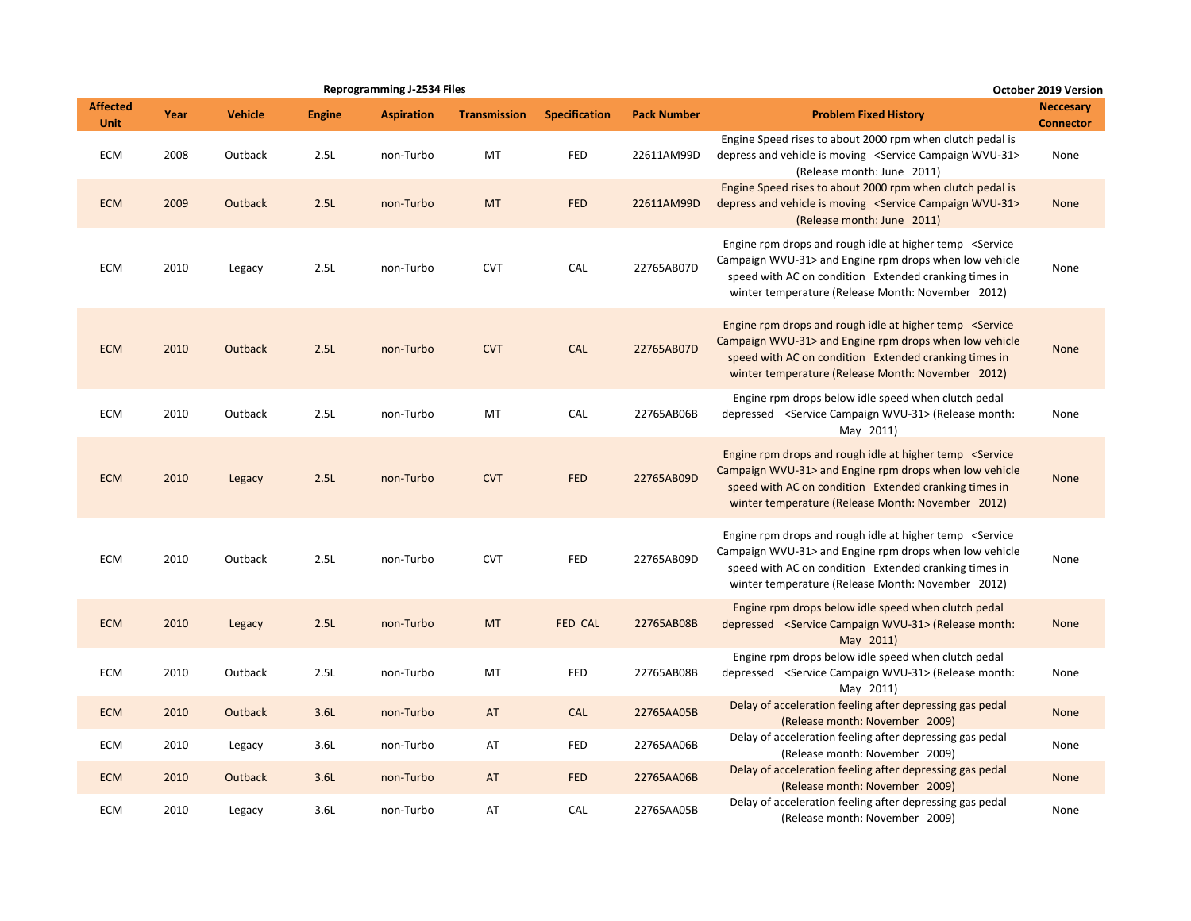Reprogramming J-2534 Files

October 2019 Version

| Affected Unit | Year | Vehicle | Engine | Aspiration | Transmission | Specification | Pack Number | Problem Fixed History | Neccesary Connector |
|---|---|---|---|---|---|---|---|---|---|
| ECM | 2008 | Outback | 2.5L | non-Turbo | MT | FED | 22611AM99D | Engine Speed rises to about 2000 rpm when clutch pedal is depress and vehicle is moving <Service Campaign WVU-31> (Release month: June 2011) | None |
| ECM | 2009 | Outback | 2.5L | non-Turbo | MT | FED | 22611AM99D | Engine Speed rises to about 2000 rpm when clutch pedal is depress and vehicle is moving <Service Campaign WVU-31> (Release month: June 2011) | None |
| ECM | 2010 | Legacy | 2.5L | non-Turbo | CVT | CAL | 22765AB07D | Engine rpm drops and rough idle at higher temp <Service Campaign WVU-31> and Engine rpm drops when low vehicle speed with AC on condition Extended cranking times in winter temperature (Release Month: November 2012) | None |
| ECM | 2010 | Outback | 2.5L | non-Turbo | CVT | CAL | 22765AB07D | Engine rpm drops and rough idle at higher temp <Service Campaign WVU-31> and Engine rpm drops when low vehicle speed with AC on condition Extended cranking times in winter temperature (Release Month: November 2012) | None |
| ECM | 2010 | Outback | 2.5L | non-Turbo | MT | CAL | 22765AB06B | Engine rpm drops below idle speed when clutch pedal depressed <Service Campaign WVU-31> (Release month: May 2011) | None |
| ECM | 2010 | Legacy | 2.5L | non-Turbo | CVT | FED | 22765AB09D | Engine rpm drops and rough idle at higher temp <Service Campaign WVU-31> and Engine rpm drops when low vehicle speed with AC on condition Extended cranking times in winter temperature (Release Month: November 2012) | None |
| ECM | 2010 | Outback | 2.5L | non-Turbo | CVT | FED | 22765AB09D | Engine rpm drops and rough idle at higher temp <Service Campaign WVU-31> and Engine rpm drops when low vehicle speed with AC on condition Extended cranking times in winter temperature (Release Month: November 2012) | None |
| ECM | 2010 | Legacy | 2.5L | non-Turbo | MT | FED CAL | 22765AB08B | Engine rpm drops below idle speed when clutch pedal depressed <Service Campaign WVU-31> (Release month: May 2011) | None |
| ECM | 2010 | Outback | 2.5L | non-Turbo | MT | FED | 22765AB08B | Engine rpm drops below idle speed when clutch pedal depressed <Service Campaign WVU-31> (Release month: May 2011) | None |
| ECM | 2010 | Outback | 3.6L | non-Turbo | AT | CAL | 22765AA05B | Delay of acceleration feeling after depressing gas pedal (Release month: November 2009) | None |
| ECM | 2010 | Legacy | 3.6L | non-Turbo | AT | FED | 22765AA06B | Delay of acceleration feeling after depressing gas pedal (Release month: November 2009) | None |
| ECM | 2010 | Outback | 3.6L | non-Turbo | AT | FED | 22765AA06B | Delay of acceleration feeling after depressing gas pedal (Release month: November 2009) | None |
| ECM | 2010 | Legacy | 3.6L | non-Turbo | AT | CAL | 22765AA05B | Delay of acceleration feeling after depressing gas pedal (Release month: November 2009) | None |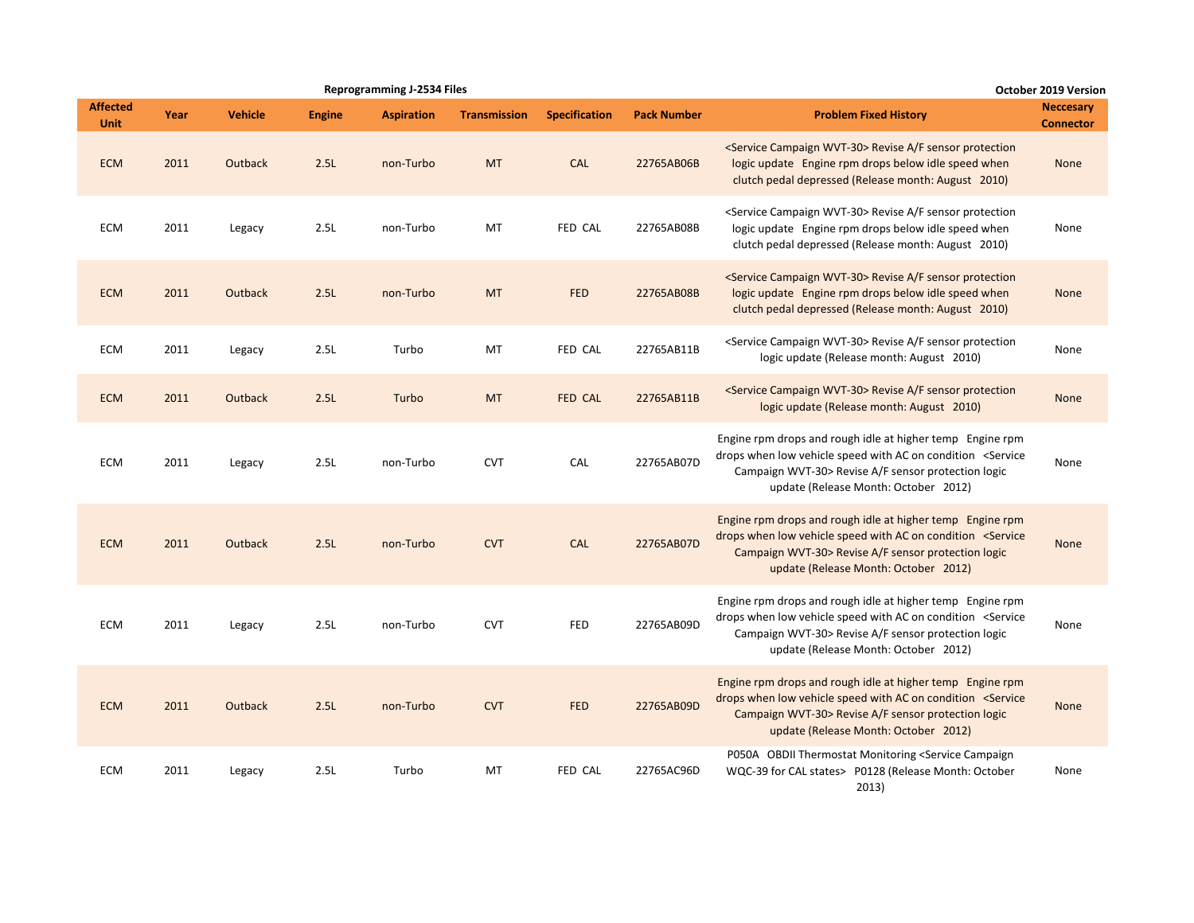Reprogramming J-2534 Files

October 2019 Version

| Affected Unit | Year | Vehicle | Engine | Aspiration | Transmission | Specification | Pack Number | Problem Fixed History | Neccesary Connector |
|---|---|---|---|---|---|---|---|---|---|
| ECM | 2011 | Outback | 2.5L | non-Turbo | MT | CAL | 22765AB06B | <Service Campaign WVT-30> Revise A/F sensor protection logic update Engine rpm drops below idle speed when clutch pedal depressed (Release month: August 2010) | None |
| ECM | 2011 | Legacy | 2.5L | non-Turbo | MT | FED CAL | 22765AB08B | <Service Campaign WVT-30> Revise A/F sensor protection logic update Engine rpm drops below idle speed when clutch pedal depressed (Release month: August 2010) | None |
| ECM | 2011 | Outback | 2.5L | non-Turbo | MT | FED | 22765AB08B | <Service Campaign WVT-30> Revise A/F sensor protection logic update Engine rpm drops below idle speed when clutch pedal depressed (Release month: August 2010) | None |
| ECM | 2011 | Legacy | 2.5L | Turbo | MT | FED CAL | 22765AB11B | <Service Campaign WVT-30> Revise A/F sensor protection logic update (Release month: August 2010) | None |
| ECM | 2011 | Outback | 2.5L | Turbo | MT | FED CAL | 22765AB11B | <Service Campaign WVT-30> Revise A/F sensor protection logic update (Release month: August 2010) | None |
| ECM | 2011 | Legacy | 2.5L | non-Turbo | CVT | CAL | 22765AB07D | Engine rpm drops and rough idle at higher temp Engine rpm drops when low vehicle speed with AC on condition <Service Campaign WVT-30> Revise A/F sensor protection logic update (Release Month: October 2012) | None |
| ECM | 2011 | Outback | 2.5L | non-Turbo | CVT | CAL | 22765AB07D | Engine rpm drops and rough idle at higher temp Engine rpm drops when low vehicle speed with AC on condition <Service Campaign WVT-30> Revise A/F sensor protection logic update (Release Month: October 2012) | None |
| ECM | 2011 | Legacy | 2.5L | non-Turbo | CVT | FED | 22765AB09D | Engine rpm drops and rough idle at higher temp Engine rpm drops when low vehicle speed with AC on condition <Service Campaign WVT-30> Revise A/F sensor protection logic update (Release Month: October 2012) | None |
| ECM | 2011 | Outback | 2.5L | non-Turbo | CVT | FED | 22765AB09D | Engine rpm drops and rough idle at higher temp Engine rpm drops when low vehicle speed with AC on condition <Service Campaign WVT-30> Revise A/F sensor protection logic update (Release Month: October 2012) | None |
| ECM | 2011 | Legacy | 2.5L | Turbo | MT | FED CAL | 22765AC96D | P050A OBDII Thermostat Monitoring <Service Campaign WQC-39 for CAL states> P0128 (Release Month: October 2013) | None |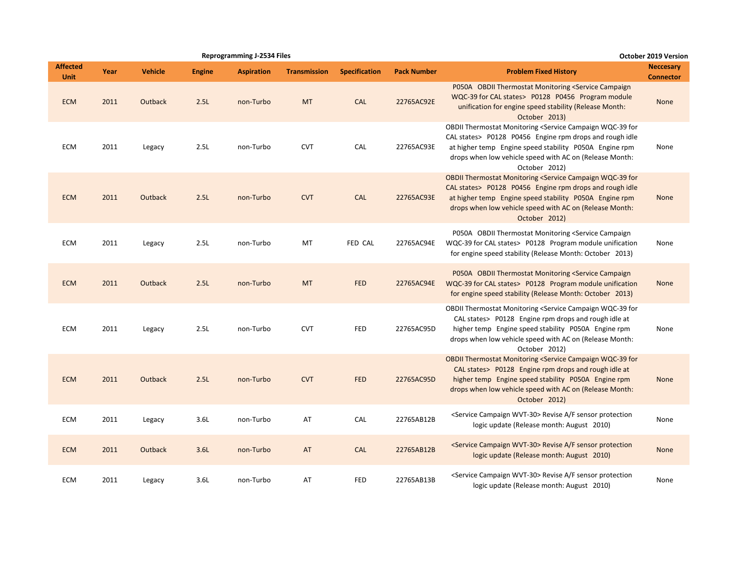**Reprogramming J-2534 Files** — October 2019 Version

| Affected Unit | Year | Vehicle | Engine | Aspiration | Transmission | Specification | Pack Number | Problem Fixed History | Neccesary Connector |
|---|---|---|---|---|---|---|---|---|---|
| ECM | 2011 | Outback | 2.5L | non-Turbo | MT | CAL | 22765AC92E | P050A OBDII Thermostat Monitoring <Service Campaign WQC-39 for CAL states> P0128 P0456 Program module unification for engine speed stability (Release Month: October 2013) | None |
| ECM | 2011 | Legacy | 2.5L | non-Turbo | CVT | CAL | 22765AC93E | OBDII Thermostat Monitoring <Service Campaign WQC-39 for CAL states> P0128 P0456 Engine rpm drops and rough idle at higher temp Engine speed stability P050A Engine rpm drops when low vehicle speed with AC on (Release Month: October 2012) | None |
| ECM | 2011 | Outback | 2.5L | non-Turbo | CVT | CAL | 22765AC93E | OBDII Thermostat Monitoring <Service Campaign WQC-39 for CAL states> P0128 P0456 Engine rpm drops and rough idle at higher temp Engine speed stability P050A Engine rpm drops when low vehicle speed with AC on (Release Month: October 2012) | None |
| ECM | 2011 | Legacy | 2.5L | non-Turbo | MT | FED CAL | 22765AC94E | P050A OBDII Thermostat Monitoring <Service Campaign WQC-39 for CAL states> P0128 Program module unification for engine speed stability (Release Month: October 2013) | None |
| ECM | 2011 | Outback | 2.5L | non-Turbo | MT | FED | 22765AC94E | P050A OBDII Thermostat Monitoring <Service Campaign WQC-39 for CAL states> P0128 Program module unification for engine speed stability (Release Month: October 2013) | None |
| ECM | 2011 | Legacy | 2.5L | non-Turbo | CVT | FED | 22765AC95D | OBDII Thermostat Monitoring <Service Campaign WQC-39 for CAL states> P0128 Engine rpm drops and rough idle at higher temp Engine speed stability P050A Engine rpm drops when low vehicle speed with AC on (Release Month: October 2012) | None |
| ECM | 2011 | Outback | 2.5L | non-Turbo | CVT | FED | 22765AC95D | OBDII Thermostat Monitoring <Service Campaign WQC-39 for CAL states> P0128 Engine rpm drops and rough idle at higher temp Engine speed stability P050A Engine rpm drops when low vehicle speed with AC on (Release Month: October 2012) | None |
| ECM | 2011 | Legacy | 3.6L | non-Turbo | AT | CAL | 22765AB12B | <Service Campaign WVT-30> Revise A/F sensor protection logic update (Release month: August 2010) | None |
| ECM | 2011 | Outback | 3.6L | non-Turbo | AT | CAL | 22765AB12B | <Service Campaign WVT-30> Revise A/F sensor protection logic update (Release month: August 2010) | None |
| ECM | 2011 | Legacy | 3.6L | non-Turbo | AT | FED | 22765AB13B | <Service Campaign WVT-30> Revise A/F sensor protection logic update (Release month: August 2010) | None |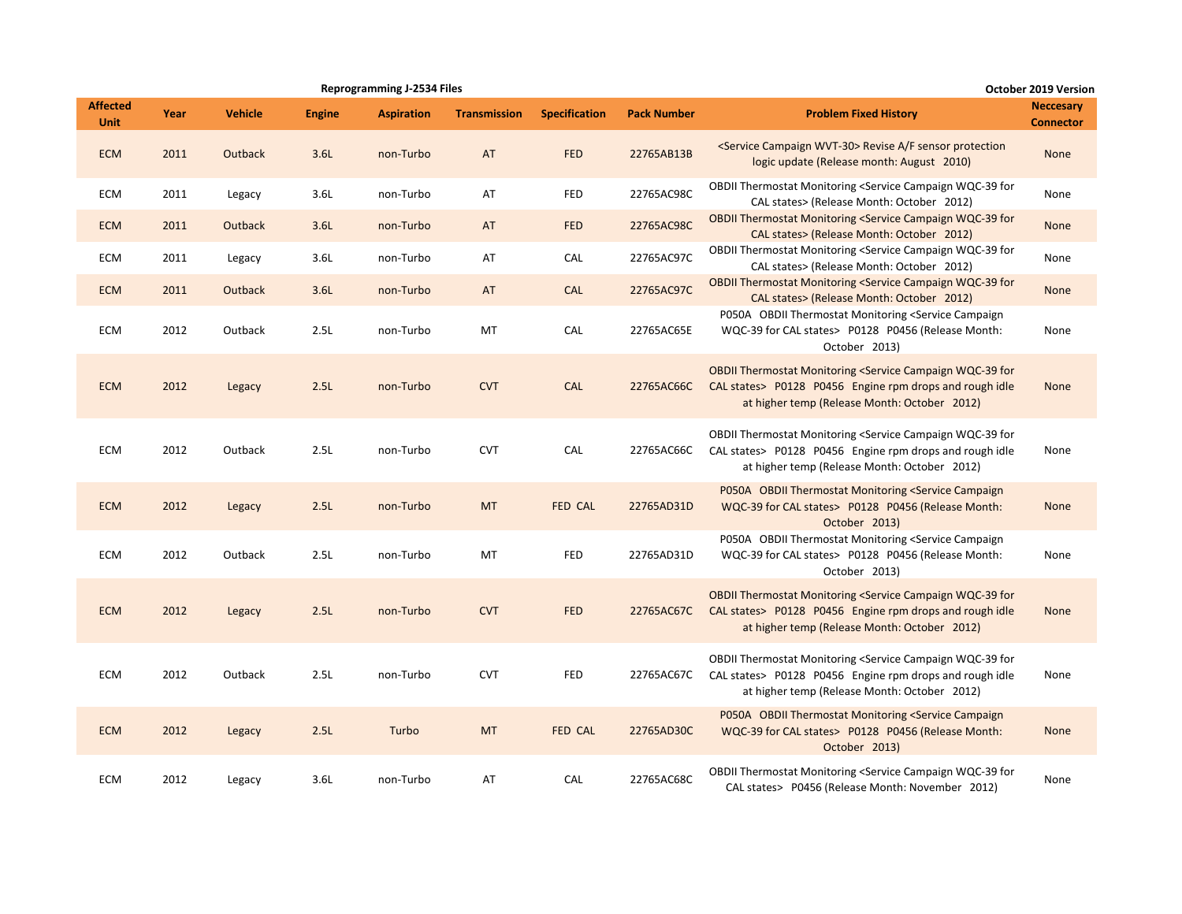Reprogramming J-2534 Files

October 2019 Version

| Affected Unit | Year | Vehicle | Engine | Aspiration | Transmission | Specification | Pack Number | Problem Fixed History | Neccesary Connector |
|---|---|---|---|---|---|---|---|---|---|
| ECM | 2011 | Outback | 3.6L | non-Turbo | AT | FED | 22765AB13B | <Service Campaign WVT-30> Revise A/F sensor protection logic update (Release month: August 2010) | None |
| ECM | 2011 | Legacy | 3.6L | non-Turbo | AT | FED | 22765AC98C | OBDII Thermostat Monitoring <Service Campaign WQC-39 for CAL states> (Release Month: October 2012) | None |
| ECM | 2011 | Outback | 3.6L | non-Turbo | AT | FED | 22765AC98C | OBDII Thermostat Monitoring <Service Campaign WQC-39 for CAL states> (Release Month: October 2012) | None |
| ECM | 2011 | Legacy | 3.6L | non-Turbo | AT | CAL | 22765AC97C | OBDII Thermostat Monitoring <Service Campaign WQC-39 for CAL states> (Release Month: October 2012) | None |
| ECM | 2011 | Outback | 3.6L | non-Turbo | AT | CAL | 22765AC97C | OBDII Thermostat Monitoring <Service Campaign WQC-39 for CAL states> (Release Month: October 2012) | None |
| ECM | 2012 | Outback | 2.5L | non-Turbo | MT | CAL | 22765AC65E | P050A OBDII Thermostat Monitoring <Service Campaign WQC-39 for CAL states> P0128 P0456 (Release Month: October 2013) | None |
| ECM | 2012 | Legacy | 2.5L | non-Turbo | CVT | CAL | 22765AC66C | OBDII Thermostat Monitoring <Service Campaign WQC-39 for CAL states> P0128 P0456 Engine rpm drops and rough idle at higher temp (Release Month: October 2012) | None |
| ECM | 2012 | Outback | 2.5L | non-Turbo | CVT | CAL | 22765AC66C | OBDII Thermostat Monitoring <Service Campaign WQC-39 for CAL states> P0128 P0456 Engine rpm drops and rough idle at higher temp (Release Month: October 2012) | None |
| ECM | 2012 | Legacy | 2.5L | non-Turbo | MT | FED CAL | 22765AD31D | P050A OBDII Thermostat Monitoring <Service Campaign WQC-39 for CAL states> P0128 P0456 (Release Month: October 2013) | None |
| ECM | 2012 | Outback | 2.5L | non-Turbo | MT | FED | 22765AD31D | P050A OBDII Thermostat Monitoring <Service Campaign WQC-39 for CAL states> P0128 P0456 (Release Month: October 2013) | None |
| ECM | 2012 | Legacy | 2.5L | non-Turbo | CVT | FED | 22765AC67C | OBDII Thermostat Monitoring <Service Campaign WQC-39 for CAL states> P0128 P0456 Engine rpm drops and rough idle at higher temp (Release Month: October 2012) | None |
| ECM | 2012 | Outback | 2.5L | non-Turbo | CVT | FED | 22765AC67C | OBDII Thermostat Monitoring <Service Campaign WQC-39 for CAL states> P0128 P0456 Engine rpm drops and rough idle at higher temp (Release Month: October 2012) | None |
| ECM | 2012 | Legacy | 2.5L | Turbo | MT | FED CAL | 22765AD30C | P050A OBDII Thermostat Monitoring <Service Campaign WQC-39 for CAL states> P0128 P0456 (Release Month: October 2013) | None |
| ECM | 2012 | Legacy | 3.6L | non-Turbo | AT | CAL | 22765AC68C | OBDII Thermostat Monitoring <Service Campaign WQC-39 for CAL states> P0456 (Release Month: November 2012) | None |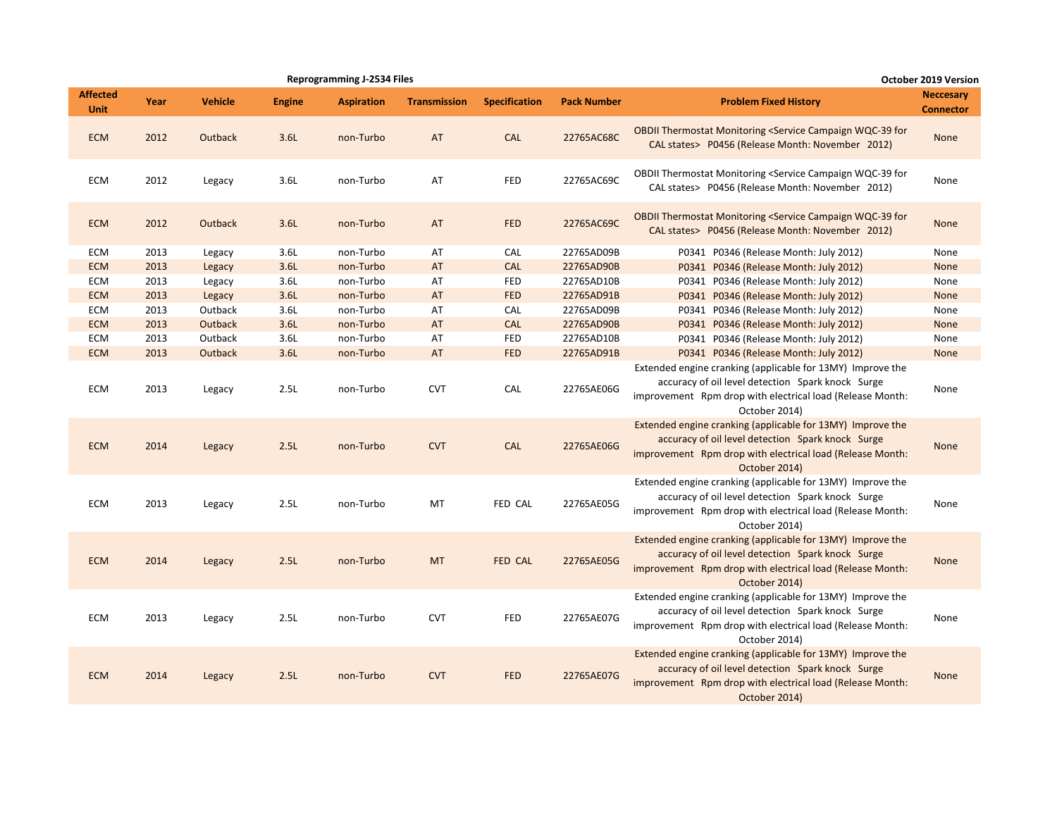**Reprogramming J-2534 Files** — October 2019 Version

| Affected Unit | Year | Vehicle | Engine | Aspiration | Transmission | Specification | Pack Number | Problem Fixed History | Neccesary Connector |
|---|---|---|---|---|---|---|---|---|---|
| ECM | 2012 | Outback | 3.6L | non-Turbo | AT | CAL | 22765AC68C | OBDII Thermostat Monitoring <Service Campaign WQC-39 for CAL states> P0456 (Release Month: November 2012) | None |
| ECM | 2012 | Legacy | 3.6L | non-Turbo | AT | FED | 22765AC69C | OBDII Thermostat Monitoring <Service Campaign WQC-39 for CAL states> P0456 (Release Month: November 2012) | None |
| ECM | 2012 | Outback | 3.6L | non-Turbo | AT | FED | 22765AC69C | OBDII Thermostat Monitoring <Service Campaign WQC-39 for CAL states> P0456 (Release Month: November 2012) | None |
| ECM | 2013 | Legacy | 3.6L | non-Turbo | AT | CAL | 22765AD09B | P0341 P0346 (Release Month: July 2012) | None |
| ECM | 2013 | Legacy | 3.6L | non-Turbo | AT | CAL | 22765AD90B | P0341 P0346 (Release Month: July 2012) | None |
| ECM | 2013 | Legacy | 3.6L | non-Turbo | AT | FED | 22765AD10B | P0341 P0346 (Release Month: July 2012) | None |
| ECM | 2013 | Legacy | 3.6L | non-Turbo | AT | FED | 22765AD91B | P0341 P0346 (Release Month: July 2012) | None |
| ECM | 2013 | Outback | 3.6L | non-Turbo | AT | CAL | 22765AD09B | P0341 P0346 (Release Month: July 2012) | None |
| ECM | 2013 | Outback | 3.6L | non-Turbo | AT | CAL | 22765AD90B | P0341 P0346 (Release Month: July 2012) | None |
| ECM | 2013 | Outback | 3.6L | non-Turbo | AT | FED | 22765AD10B | P0341 P0346 (Release Month: July 2012) | None |
| ECM | 2013 | Outback | 3.6L | non-Turbo | AT | FED | 22765AD91B | P0341 P0346 (Release Month: July 2012) | None |
| ECM | 2013 | Legacy | 2.5L | non-Turbo | CVT | CAL | 22765AE06G | Extended engine cranking (applicable for 13MY) Improve the accuracy of oil level detection Spark knock Surge improvement Rpm drop with electrical load (Release Month: October 2014) | None |
| ECM | 2014 | Legacy | 2.5L | non-Turbo | CVT | CAL | 22765AE06G | Extended engine cranking (applicable for 13MY) Improve the accuracy of oil level detection Spark knock Surge improvement Rpm drop with electrical load (Release Month: October 2014) | None |
| ECM | 2013 | Legacy | 2.5L | non-Turbo | MT | FED CAL | 22765AE05G | Extended engine cranking (applicable for 13MY) Improve the accuracy of oil level detection Spark knock Surge improvement Rpm drop with electrical load (Release Month: October 2014) | None |
| ECM | 2014 | Legacy | 2.5L | non-Turbo | MT | FED CAL | 22765AE05G | Extended engine cranking (applicable for 13MY) Improve the accuracy of oil level detection Spark knock Surge improvement Rpm drop with electrical load (Release Month: October 2014) | None |
| ECM | 2013 | Legacy | 2.5L | non-Turbo | CVT | FED | 22765AE07G | Extended engine cranking (applicable for 13MY) Improve the accuracy of oil level detection Spark knock Surge improvement Rpm drop with electrical load (Release Month: October 2014) | None |
| ECM | 2014 | Legacy | 2.5L | non-Turbo | CVT | FED | 22765AE07G | Extended engine cranking (applicable for 13MY) Improve the accuracy of oil level detection Spark knock Surge improvement Rpm drop with electrical load (Release Month: October 2014) | None |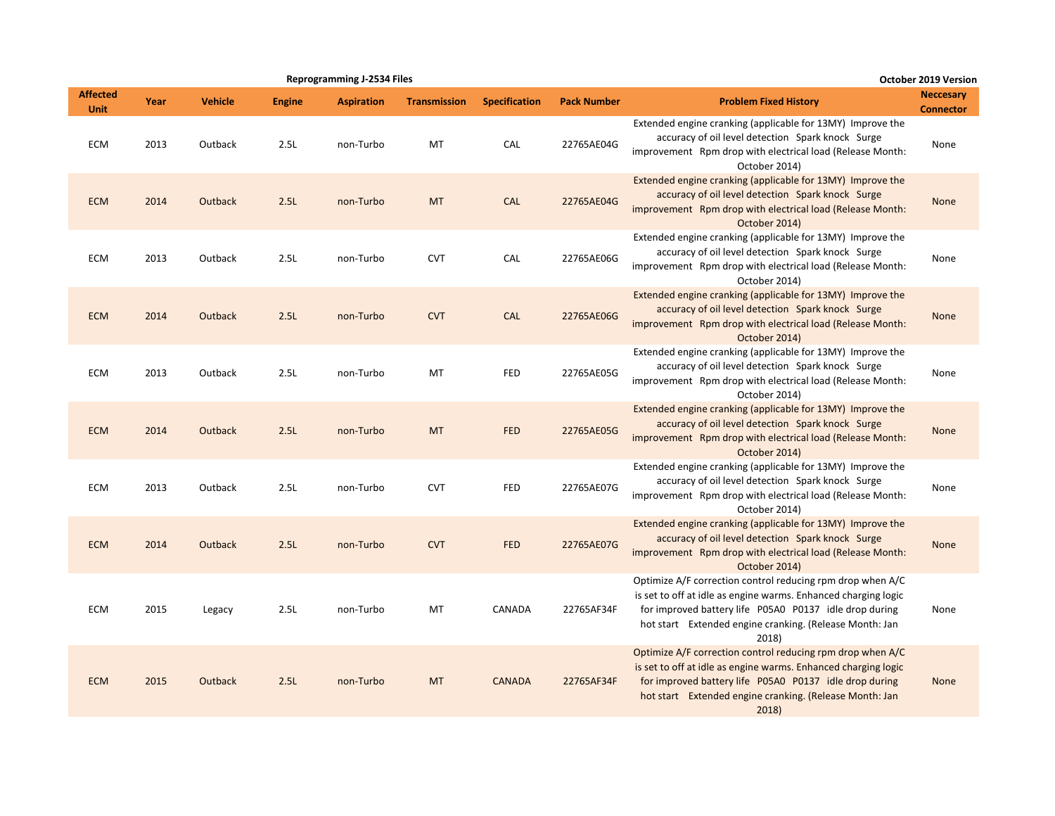Reprogramming J-2534 Files

October 2019 Version

| Affected Unit | Year | Vehicle | Engine | Aspiration | Transmission | Specification | Pack Number | Problem Fixed History | Neccesary Connector |
|---|---|---|---|---|---|---|---|---|---|
| ECM | 2013 | Outback | 2.5L | non-Turbo | MT | CAL | 22765AE04G | Extended engine cranking (applicable for 13MY) Improve the accuracy of oil level detection Spark knock Surge improvement Rpm drop with electrical load (Release Month: October 2014) | None |
| ECM | 2014 | Outback | 2.5L | non-Turbo | MT | CAL | 22765AE04G | Extended engine cranking (applicable for 13MY) Improve the accuracy of oil level detection Spark knock Surge improvement Rpm drop with electrical load (Release Month: October 2014) | None |
| ECM | 2013 | Outback | 2.5L | non-Turbo | CVT | CAL | 22765AE06G | Extended engine cranking (applicable for 13MY) Improve the accuracy of oil level detection Spark knock Surge improvement Rpm drop with electrical load (Release Month: October 2014) | None |
| ECM | 2014 | Outback | 2.5L | non-Turbo | CVT | CAL | 22765AE06G | Extended engine cranking (applicable for 13MY) Improve the accuracy of oil level detection Spark knock Surge improvement Rpm drop with electrical load (Release Month: October 2014) | None |
| ECM | 2013 | Outback | 2.5L | non-Turbo | MT | FED | 22765AE05G | Extended engine cranking (applicable for 13MY) Improve the accuracy of oil level detection Spark knock Surge improvement Rpm drop with electrical load (Release Month: October 2014) | None |
| ECM | 2014 | Outback | 2.5L | non-Turbo | MT | FED | 22765AE05G | Extended engine cranking (applicable for 13MY) Improve the accuracy of oil level detection Spark knock Surge improvement Rpm drop with electrical load (Release Month: October 2014) | None |
| ECM | 2013 | Outback | 2.5L | non-Turbo | CVT | FED | 22765AE07G | Extended engine cranking (applicable for 13MY) Improve the accuracy of oil level detection Spark knock Surge improvement Rpm drop with electrical load (Release Month: October 2014) | None |
| ECM | 2014 | Outback | 2.5L | non-Turbo | CVT | FED | 22765AE07G | Extended engine cranking (applicable for 13MY) Improve the accuracy of oil level detection Spark knock Surge improvement Rpm drop with electrical load (Release Month: October 2014) | None |
| ECM | 2015 | Legacy | 2.5L | non-Turbo | MT | CANADA | 22765AF34F | Optimize A/F correction control reducing rpm drop when A/C is set to off at idle as engine warms. Enhanced charging logic for improved battery life P05A0 P0137 idle drop during hot start Extended engine cranking. (Release Month: Jan 2018) | None |
| ECM | 2015 | Outback | 2.5L | non-Turbo | MT | CANADA | 22765AF34F | Optimize A/F correction control reducing rpm drop when A/C is set to off at idle as engine warms. Enhanced charging logic for improved battery life P05A0 P0137 idle drop during hot start Extended engine cranking. (Release Month: Jan 2018) | None |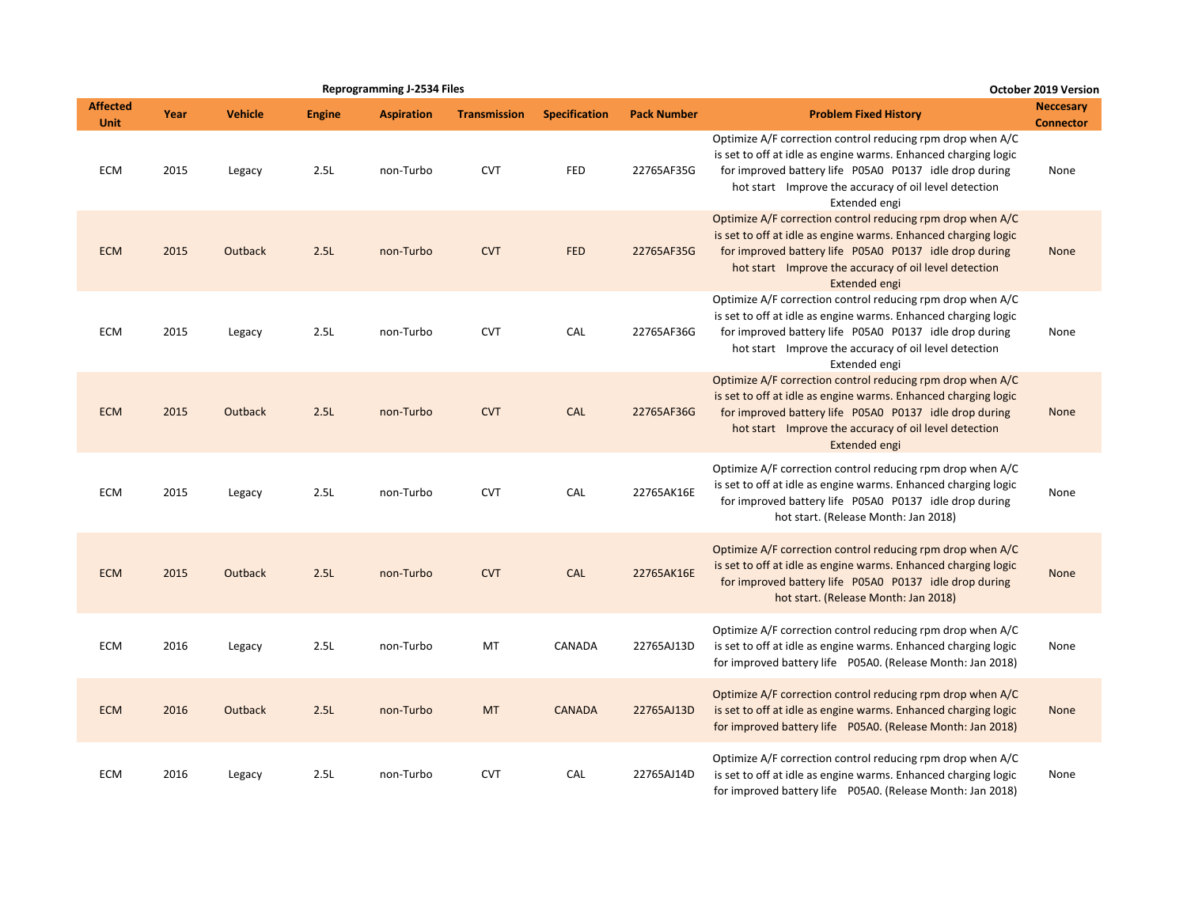**Reprogramming J-2534 Files** — October 2019 Version

| Affected Unit | Year | Vehicle | Engine | Aspiration | Transmission | Specification | Pack Number | Problem Fixed History | Neccesary Connector |
|---|---|---|---|---|---|---|---|---|---|
| ECM | 2015 | Legacy | 2.5L | non-Turbo | CVT | FED | 22765AF35G | Optimize A/F correction control reducing rpm drop when A/C is set to off at idle as engine warms. Enhanced charging logic for improved battery life P05A0 P0137 idle drop during hot start Improve the accuracy of oil level detection Extended engi | None |
| ECM | 2015 | Outback | 2.5L | non-Turbo | CVT | FED | 22765AF35G | Optimize A/F correction control reducing rpm drop when A/C is set to off at idle as engine warms. Enhanced charging logic for improved battery life P05A0 P0137 idle drop during hot start Improve the accuracy of oil level detection Extended engi | None |
| ECM | 2015 | Legacy | 2.5L | non-Turbo | CVT | CAL | 22765AF36G | Optimize A/F correction control reducing rpm drop when A/C is set to off at idle as engine warms. Enhanced charging logic for improved battery life P05A0 P0137 idle drop during hot start Improve the accuracy of oil level detection Extended engi | None |
| ECM | 2015 | Outback | 2.5L | non-Turbo | CVT | CAL | 22765AF36G | Optimize A/F correction control reducing rpm drop when A/C is set to off at idle as engine warms. Enhanced charging logic for improved battery life P05A0 P0137 idle drop during hot start Improve the accuracy of oil level detection Extended engi | None |
| ECM | 2015 | Legacy | 2.5L | non-Turbo | CVT | CAL | 22765AK16E | Optimize A/F correction control reducing rpm drop when A/C is set to off at idle as engine warms. Enhanced charging logic for improved battery life P05A0 P0137 idle drop during hot start. (Release Month: Jan 2018) | None |
| ECM | 2015 | Outback | 2.5L | non-Turbo | CVT | CAL | 22765AK16E | Optimize A/F correction control reducing rpm drop when A/C is set to off at idle as engine warms. Enhanced charging logic for improved battery life P05A0 P0137 idle drop during hot start. (Release Month: Jan 2018) | None |
| ECM | 2016 | Legacy | 2.5L | non-Turbo | MT | CANADA | 22765AJ13D | Optimize A/F correction control reducing rpm drop when A/C is set to off at idle as engine warms. Enhanced charging logic for improved battery life P05A0. (Release Month: Jan 2018) | None |
| ECM | 2016 | Outback | 2.5L | non-Turbo | MT | CANADA | 22765AJ13D | Optimize A/F correction control reducing rpm drop when A/C is set to off at idle as engine warms. Enhanced charging logic for improved battery life P05A0. (Release Month: Jan 2018) | None |
| ECM | 2016 | Legacy | 2.5L | non-Turbo | CVT | CAL | 22765AJ14D | Optimize A/F correction control reducing rpm drop when A/C is set to off at idle as engine warms. Enhanced charging logic for improved battery life P05A0. (Release Month: Jan 2018) | None |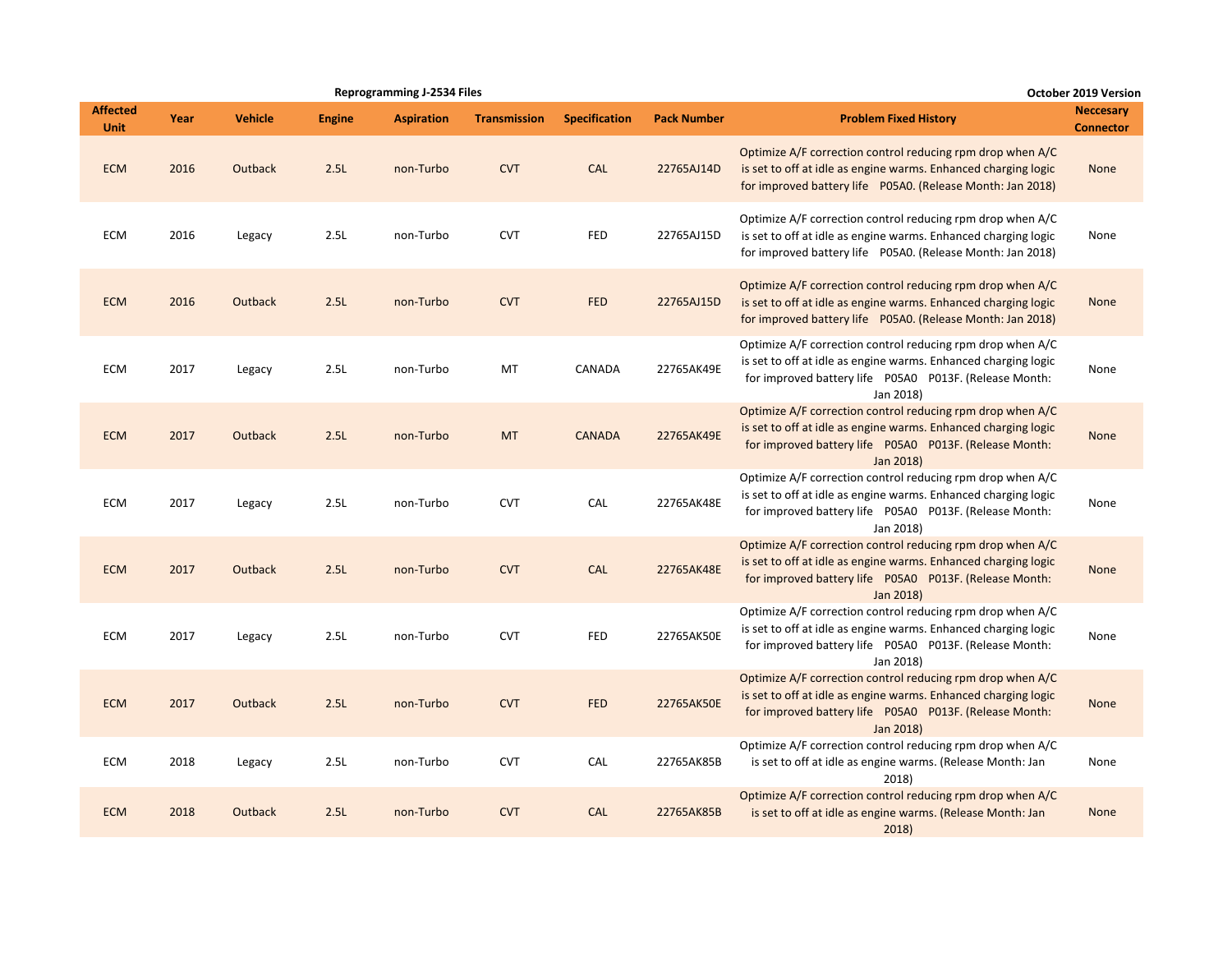**Reprogramming J-2534 Files** — October 2019 Version

| Affected Unit | Year | Vehicle | Engine | Aspiration | Transmission | Specification | Pack Number | Problem Fixed History | Neccesary Connector |
|---|---|---|---|---|---|---|---|---|---|
| ECM | 2016 | Outback | 2.5L | non-Turbo | CVT | CAL | 22765AJ14D | Optimize A/F correction control reducing rpm drop when A/C is set to off at idle as engine warms. Enhanced charging logic for improved battery life P05A0. (Release Month: Jan 2018) | None |
| ECM | 2016 | Legacy | 2.5L | non-Turbo | CVT | FED | 22765AJ15D | Optimize A/F correction control reducing rpm drop when A/C is set to off at idle as engine warms. Enhanced charging logic for improved battery life P05A0. (Release Month: Jan 2018) | None |
| ECM | 2016 | Outback | 2.5L | non-Turbo | CVT | FED | 22765AJ15D | Optimize A/F correction control reducing rpm drop when A/C is set to off at idle as engine warms. Enhanced charging logic for improved battery life P05A0. (Release Month: Jan 2018) | None |
| ECM | 2017 | Legacy | 2.5L | non-Turbo | MT | CANADA | 22765AK49E | Optimize A/F correction control reducing rpm drop when A/C is set to off at idle as engine warms. Enhanced charging logic for improved battery life P05A0 P013F. (Release Month: Jan 2018) | None |
| ECM | 2017 | Outback | 2.5L | non-Turbo | MT | CANADA | 22765AK49E | Optimize A/F correction control reducing rpm drop when A/C is set to off at idle as engine warms. Enhanced charging logic for improved battery life P05A0 P013F. (Release Month: Jan 2018) | None |
| ECM | 2017 | Legacy | 2.5L | non-Turbo | CVT | CAL | 22765AK48E | Optimize A/F correction control reducing rpm drop when A/C is set to off at idle as engine warms. Enhanced charging logic for improved battery life P05A0 P013F. (Release Month: Jan 2018) | None |
| ECM | 2017 | Outback | 2.5L | non-Turbo | CVT | CAL | 22765AK48E | Optimize A/F correction control reducing rpm drop when A/C is set to off at idle as engine warms. Enhanced charging logic for improved battery life P05A0 P013F. (Release Month: Jan 2018) | None |
| ECM | 2017 | Legacy | 2.5L | non-Turbo | CVT | FED | 22765AK50E | Optimize A/F correction control reducing rpm drop when A/C is set to off at idle as engine warms. Enhanced charging logic for improved battery life P05A0 P013F. (Release Month: Jan 2018) | None |
| ECM | 2017 | Outback | 2.5L | non-Turbo | CVT | FED | 22765AK50E | Optimize A/F correction control reducing rpm drop when A/C is set to off at idle as engine warms. Enhanced charging logic for improved battery life P05A0 P013F. (Release Month: Jan 2018) | None |
| ECM | 2018 | Legacy | 2.5L | non-Turbo | CVT | CAL | 22765AK85B | Optimize A/F correction control reducing rpm drop when A/C is set to off at idle as engine warms. (Release Month: Jan 2018) | None |
| ECM | 2018 | Outback | 2.5L | non-Turbo | CVT | CAL | 22765AK85B | Optimize A/F correction control reducing rpm drop when A/C is set to off at idle as engine warms. (Release Month: Jan 2018) | None |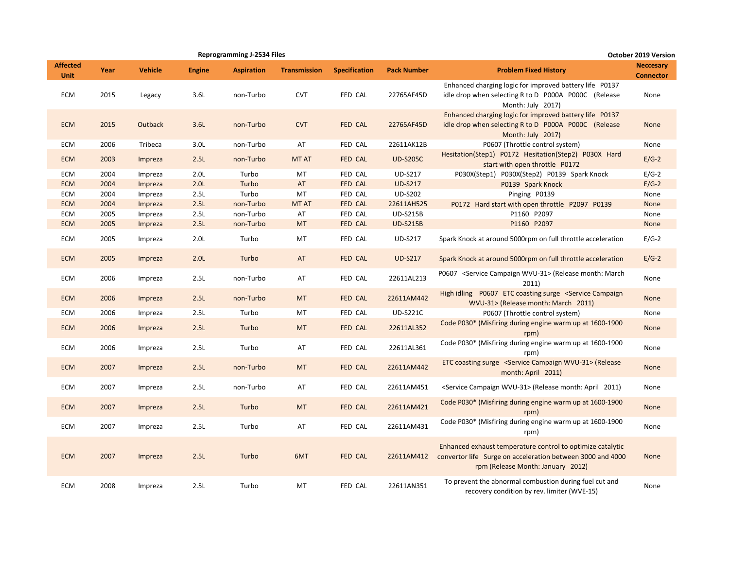**Reprogramming J-2534 Files** — October 2019 Version

| Affected Unit | Year | Vehicle | Engine | Aspiration | Transmission | Specification | Pack Number | Problem Fixed History | Neccesary Connector |
|---|---|---|---|---|---|---|---|---|---|
| ECM | 2015 | Legacy | 3.6L | non-Turbo | CVT | FED CAL | 22765AF45D | Enhanced charging logic for improved battery life P0137 idle drop when selecting R to D P000A P000C (Release Month: July 2017) | None |
| ECM | 2015 | Outback | 3.6L | non-Turbo | CVT | FED CAL | 22765AF45D | Enhanced charging logic for improved battery life P0137 idle drop when selecting R to D P000A P000C (Release Month: July 2017) | None |
| ECM | 2006 | Tribeca | 3.0L | non-Turbo | AT | FED CAL | 22611AK12B | P0607 (Throttle control system) | None |
| ECM | 2003 | Impreza | 2.5L | non-Turbo | MT AT | FED CAL | UD-S205C | Hesitation(Step1) P0172 Hesitation(Step2) P030X Hard start with open throttle P0172 | E/G-2 |
| ECM | 2004 | Impreza | 2.0L | Turbo | MT | FED CAL | UD-S217 | P030X(Step1) P030X(Step2) P0139 Spark Knock | E/G-2 |
| ECM | 2004 | Impreza | 2.0L | Turbo | AT | FED CAL | UD-S217 | P0139 Spark Knock | E/G-2 |
| ECM | 2004 | Impreza | 2.5L | Turbo | MT | FED CAL | UD-S202 | Pinging P0139 | None |
| ECM | 2004 | Impreza | 2.5L | non-Turbo | MT AT | FED CAL | 22611AH525 | P0172 Hard start with open throttle P2097 P0139 | None |
| ECM | 2005 | Impreza | 2.5L | non-Turbo | AT | FED CAL | UD-S215B | P1160 P2097 | None |
| ECM | 2005 | Impreza | 2.5L | non-Turbo | MT | FED CAL | UD-S215B | P1160 P2097 | None |
| ECM | 2005 | Impreza | 2.0L | Turbo | MT | FED CAL | UD-S217 | Spark Knock at around 5000rpm on full throttle acceleration | E/G-2 |
| ECM | 2005 | Impreza | 2.0L | Turbo | AT | FED CAL | UD-S217 | Spark Knock at around 5000rpm on full throttle acceleration | E/G-2 |
| ECM | 2006 | Impreza | 2.5L | non-Turbo | AT | FED CAL | 22611AL213 | P0607 <Service Campaign WVU-31> (Release month: March 2011) | None |
| ECM | 2006 | Impreza | 2.5L | non-Turbo | MT | FED CAL | 22611AM442 | High idling P0607 ETC coasting surge <Service Campaign WVU-31> (Release month: March 2011) | None |
| ECM | 2006 | Impreza | 2.5L | Turbo | MT | FED CAL | UD-S221C | P0607 (Throttle control system) | None |
| ECM | 2006 | Impreza | 2.5L | Turbo | MT | FED CAL | 22611AL352 | Code P030* (Misfiring during engine warm up at 1600-1900 rpm) | None |
| ECM | 2006 | Impreza | 2.5L | Turbo | AT | FED CAL | 22611AL361 | Code P030* (Misfiring during engine warm up at 1600-1900 rpm) | None |
| ECM | 2007 | Impreza | 2.5L | non-Turbo | MT | FED CAL | 22611AM442 | ETC coasting surge <Service Campaign WVU-31> (Release month: April 2011) | None |
| ECM | 2007 | Impreza | 2.5L | non-Turbo | AT | FED CAL | 22611AM451 | <Service Campaign WVU-31> (Release month: April 2011) | None |
| ECM | 2007 | Impreza | 2.5L | Turbo | MT | FED CAL | 22611AM421 | Code P030* (Misfiring during engine warm up at 1600-1900 rpm) | None |
| ECM | 2007 | Impreza | 2.5L | Turbo | AT | FED CAL | 22611AM431 | Code P030* (Misfiring during engine warm up at 1600-1900 rpm) | None |
| ECM | 2007 | Impreza | 2.5L | Turbo | 6MT | FED CAL | 22611AM412 | Enhanced exhaust temperature control to optimize catalytic convertor life Surge on acceleration between 3000 and 4000 rpm (Release Month: January 2012) | None |
| ECM | 2008 | Impreza | 2.5L | Turbo | MT | FED CAL | 22611AN351 | To prevent the abnormal combustion during fuel cut and recovery condition by rev. limiter (WVE-15) | None |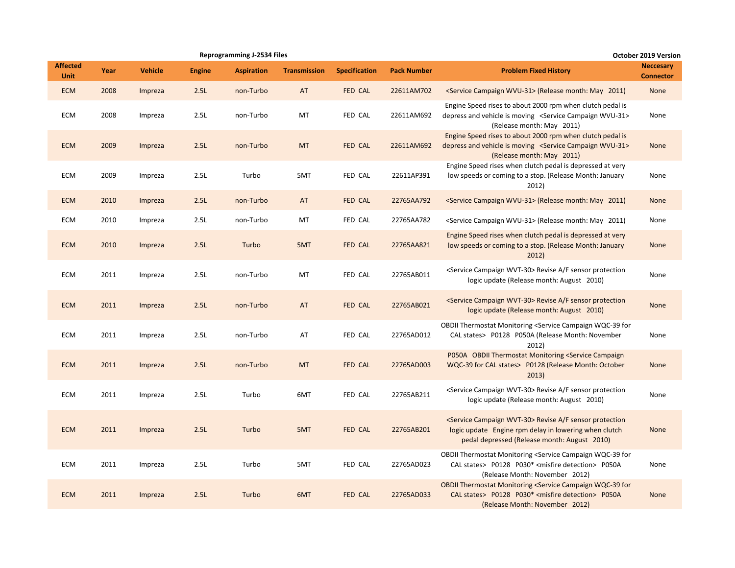**Reprogramming J-2534 Files** — October 2019 Version

| Affected Unit | Year | Vehicle | Engine | Aspiration | Transmission | Specification | Pack Number | Problem Fixed History | Neccesary Connector |
|---|---|---|---|---|---|---|---|---|---|
| ECM | 2008 | Impreza | 2.5L | non-Turbo | AT | FED CAL | 22611AM702 | <Service Campaign WVU-31> (Release month: May 2011) | None |
| ECM | 2008 | Impreza | 2.5L | non-Turbo | MT | FED CAL | 22611AM692 | Engine Speed rises to about 2000 rpm when clutch pedal is depress and vehicle is moving <Service Campaign WVU-31> (Release month: May 2011) | None |
| ECM | 2009 | Impreza | 2.5L | non-Turbo | MT | FED CAL | 22611AM692 | Engine Speed rises to about 2000 rpm when clutch pedal is depress and vehicle is moving <Service Campaign WVU-31> (Release month: May 2011) | None |
| ECM | 2009 | Impreza | 2.5L | Turbo | 5MT | FED CAL | 22611AP391 | Engine Speed rises when clutch pedal is depressed at very low speeds or coming to a stop. (Release Month: January 2012) | None |
| ECM | 2010 | Impreza | 2.5L | non-Turbo | AT | FED CAL | 22765AA792 | <Service Campaign WVU-31> (Release month: May 2011) | None |
| ECM | 2010 | Impreza | 2.5L | non-Turbo | MT | FED CAL | 22765AA782 | <Service Campaign WVU-31> (Release month: May 2011) | None |
| ECM | 2010 | Impreza | 2.5L | Turbo | 5MT | FED CAL | 22765AA821 | Engine Speed rises when clutch pedal is depressed at very low speeds or coming to a stop. (Release Month: January 2012) | None |
| ECM | 2011 | Impreza | 2.5L | non-Turbo | MT | FED CAL | 22765AB011 | <Service Campaign WVT-30> Revise A/F sensor protection logic update (Release month: August 2010) | None |
| ECM | 2011 | Impreza | 2.5L | non-Turbo | AT | FED CAL | 22765AB021 | <Service Campaign WVT-30> Revise A/F sensor protection logic update (Release month: August 2010) | None |
| ECM | 2011 | Impreza | 2.5L | non-Turbo | AT | FED CAL | 22765AD012 | OBDII Thermostat Monitoring <Service Campaign WQC-39 for CAL states> P0128 P050A (Release Month: November 2012) | None |
| ECM | 2011 | Impreza | 2.5L | non-Turbo | MT | FED CAL | 22765AD003 | P050A OBDII Thermostat Monitoring <Service Campaign WQC-39 for CAL states> P0128 (Release Month: October 2013) | None |
| ECM | 2011 | Impreza | 2.5L | Turbo | 6MT | FED CAL | 22765AB211 | <Service Campaign WVT-30> Revise A/F sensor protection logic update (Release month: August 2010) | None |
| ECM | 2011 | Impreza | 2.5L | Turbo | 5MT | FED CAL | 22765AB201 | <Service Campaign WVT-30> Revise A/F sensor protection logic update Engine rpm delay in lowering when clutch pedal depressed (Release month: August 2010) | None |
| ECM | 2011 | Impreza | 2.5L | Turbo | 5MT | FED CAL | 22765AD023 | OBDII Thermostat Monitoring <Service Campaign WQC-39 for CAL states> P0128 P030* <misfire detection> P050A (Release Month: November 2012) | None |
| ECM | 2011 | Impreza | 2.5L | Turbo | 6MT | FED CAL | 22765AD033 | OBDII Thermostat Monitoring <Service Campaign WQC-39 for CAL states> P0128 P030* <misfire detection> P050A (Release Month: November 2012) | None |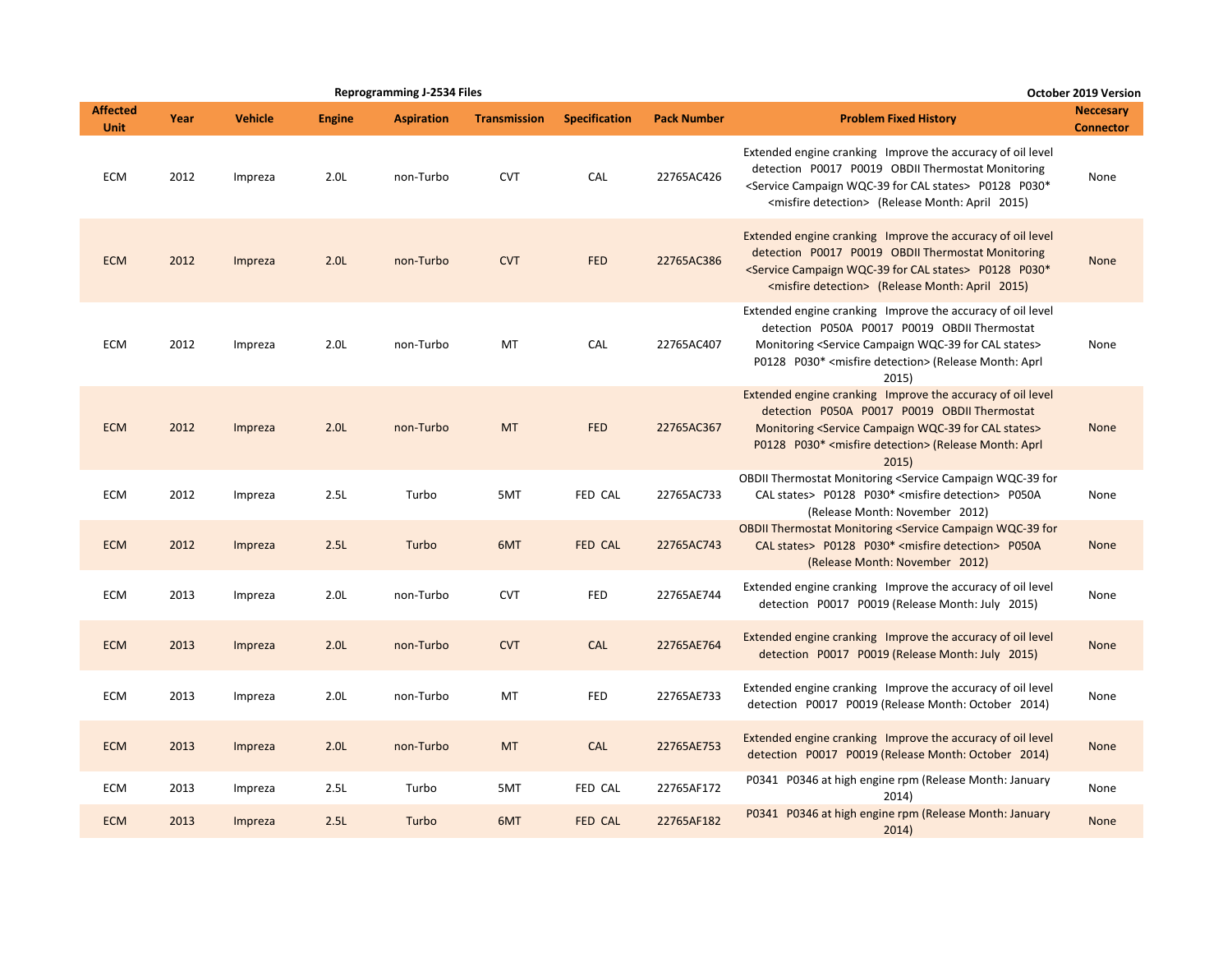Reprogramming J-2534 Files

October 2019 Version

| Affected Unit | Year | Vehicle | Engine | Aspiration | Transmission | Specification | Pack Number | Problem Fixed History | Neccesary Connector |
|---|---|---|---|---|---|---|---|---|---|
| ECM | 2012 | Impreza | 2.0L | non-Turbo | CVT | CAL | 22765AC426 | Extended engine cranking Improve the accuracy of oil level detection P0017 P0019 OBDII Thermostat Monitoring <Service Campaign WQC-39 for CAL states> P0128 P030* <misfire detection> (Release Month: April 2015) | None |
| ECM | 2012 | Impreza | 2.0L | non-Turbo | CVT | FED | 22765AC386 | Extended engine cranking Improve the accuracy of oil level detection P0017 P0019 OBDII Thermostat Monitoring <Service Campaign WQC-39 for CAL states> P0128 P030* <misfire detection> (Release Month: April 2015) | None |
| ECM | 2012 | Impreza | 2.0L | non-Turbo | MT | CAL | 22765AC407 | Extended engine cranking Improve the accuracy of oil level detection P050A P0017 P0019 OBDII Thermostat Monitoring <Service Campaign WQC-39 for CAL states> P0128 P030* <misfire detection> (Release Month: Aprl 2015) | None |
| ECM | 2012 | Impreza | 2.0L | non-Turbo | MT | FED | 22765AC367 | Extended engine cranking Improve the accuracy of oil level detection P050A P0017 P0019 OBDII Thermostat Monitoring <Service Campaign WQC-39 for CAL states> P0128 P030* <misfire detection> (Release Month: Aprl 2015) | None |
| ECM | 2012 | Impreza | 2.5L | Turbo | 5MT | FED CAL | 22765AC733 | OBDII Thermostat Monitoring <Service Campaign WQC-39 for CAL states> P0128 P030* <misfire detection> P050A (Release Month: November 2012) | None |
| ECM | 2012 | Impreza | 2.5L | Turbo | 6MT | FED CAL | 22765AC743 | OBDII Thermostat Monitoring <Service Campaign WQC-39 for CAL states> P0128 P030* <misfire detection> P050A (Release Month: November 2012) | None |
| ECM | 2013 | Impreza | 2.0L | non-Turbo | CVT | FED | 22765AE744 | Extended engine cranking Improve the accuracy of oil level detection P0017 P0019 (Release Month: July 2015) | None |
| ECM | 2013 | Impreza | 2.0L | non-Turbo | CVT | CAL | 22765AE764 | Extended engine cranking Improve the accuracy of oil level detection P0017 P0019 (Release Month: July 2015) | None |
| ECM | 2013 | Impreza | 2.0L | non-Turbo | MT | FED | 22765AE733 | Extended engine cranking Improve the accuracy of oil level detection P0017 P0019 (Release Month: October 2014) | None |
| ECM | 2013 | Impreza | 2.0L | non-Turbo | MT | CAL | 22765AE753 | Extended engine cranking Improve the accuracy of oil level detection P0017 P0019 (Release Month: October 2014) | None |
| ECM | 2013 | Impreza | 2.5L | Turbo | 5MT | FED CAL | 22765AF172 | P0341 P0346 at high engine rpm (Release Month: January 2014) | None |
| ECM | 2013 | Impreza | 2.5L | Turbo | 6MT | FED CAL | 22765AF182 | P0341 P0346 at high engine rpm (Release Month: January 2014) | None |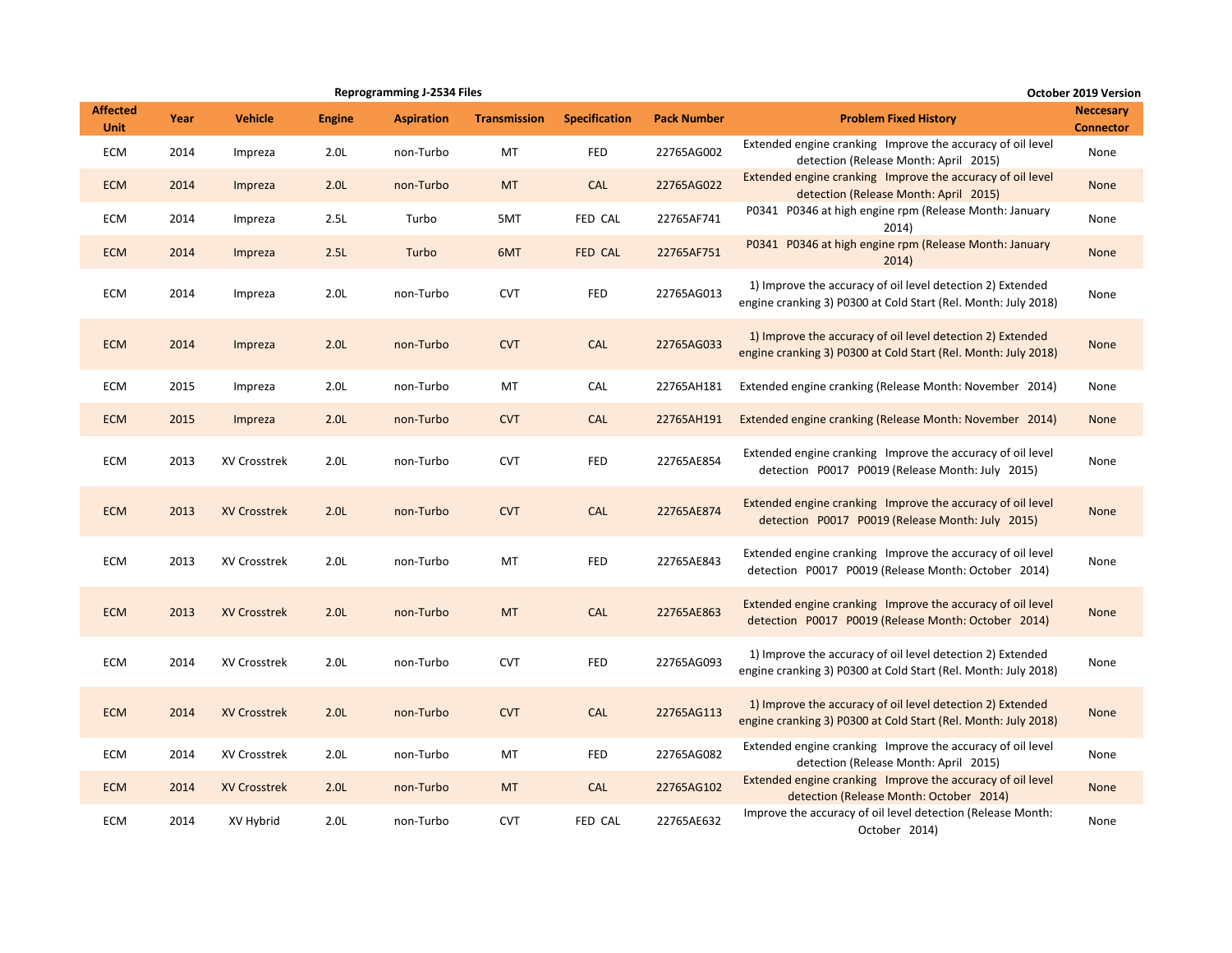**Reprogramming J-2534 Files** — **October 2019 Version**

| Affected Unit | Year | Vehicle | Engine | Aspiration | Transmission | Specification | Pack Number | Problem Fixed History | Neccesary Connector |
|---|---|---|---|---|---|---|---|---|---|
| ECM | 2014 | Impreza | 2.0L | non-Turbo | MT | FED | 22765AG002 | Extended engine cranking  Improve the accuracy of oil level detection (Release Month: April  2015) | None |
| ECM | 2014 | Impreza | 2.0L | non-Turbo | MT | CAL | 22765AG022 | Extended engine cranking  Improve the accuracy of oil level detection (Release Month: April  2015) | None |
| ECM | 2014 | Impreza | 2.5L | Turbo | 5MT | FED CAL | 22765AF741 | P0341  P0346 at high engine rpm (Release Month: January 2014) | None |
| ECM | 2014 | Impreza | 2.5L | Turbo | 6MT | FED CAL | 22765AF751 | P0341  P0346 at high engine rpm (Release Month: January 2014) | None |
| ECM | 2014 | Impreza | 2.0L | non-Turbo | CVT | FED | 22765AG013 | 1) Improve the accuracy of oil level detection 2) Extended engine cranking 3) P0300 at Cold Start (Rel. Month: July 2018) | None |
| ECM | 2014 | Impreza | 2.0L | non-Turbo | CVT | CAL | 22765AG033 | 1) Improve the accuracy of oil level detection 2) Extended engine cranking 3) P0300 at Cold Start (Rel. Month: July 2018) | None |
| ECM | 2015 | Impreza | 2.0L | non-Turbo | MT | CAL | 22765AH181 | Extended engine cranking (Release Month: November  2014) | None |
| ECM | 2015 | Impreza | 2.0L | non-Turbo | CVT | CAL | 22765AH191 | Extended engine cranking (Release Month: November  2014) | None |
| ECM | 2013 | XV Crosstrek | 2.0L | non-Turbo | CVT | FED | 22765AE854 | Extended engine cranking  Improve the accuracy of oil level detection  P0017  P0019 (Release Month: July  2015) | None |
| ECM | 2013 | XV Crosstrek | 2.0L | non-Turbo | CVT | CAL | 22765AE874 | Extended engine cranking  Improve the accuracy of oil level detection  P0017  P0019 (Release Month: July  2015) | None |
| ECM | 2013 | XV Crosstrek | 2.0L | non-Turbo | MT | FED | 22765AE843 | Extended engine cranking  Improve the accuracy of oil level detection  P0017  P0019 (Release Month: October  2014) | None |
| ECM | 2013 | XV Crosstrek | 2.0L | non-Turbo | MT | CAL | 22765AE863 | Extended engine cranking  Improve the accuracy of oil level detection  P0017  P0019 (Release Month: October  2014) | None |
| ECM | 2014 | XV Crosstrek | 2.0L | non-Turbo | CVT | FED | 22765AG093 | 1) Improve the accuracy of oil level detection 2) Extended engine cranking 3) P0300 at Cold Start (Rel. Month: July 2018) | None |
| ECM | 2014 | XV Crosstrek | 2.0L | non-Turbo | CVT | CAL | 22765AG113 | 1) Improve the accuracy of oil level detection 2) Extended engine cranking 3) P0300 at Cold Start (Rel. Month: July 2018) | None |
| ECM | 2014 | XV Crosstrek | 2.0L | non-Turbo | MT | FED | 22765AG082 | Extended engine cranking  Improve the accuracy of oil level detection (Release Month: April  2015) | None |
| ECM | 2014 | XV Crosstrek | 2.0L | non-Turbo | MT | CAL | 22765AG102 | Extended engine cranking  Improve the accuracy of oil level detection (Release Month: October  2014) | None |
| ECM | 2014 | XV Hybrid | 2.0L | non-Turbo | CVT | FED CAL | 22765AE632 | Improve the accuracy of oil level detection (Release Month: October  2014) | None |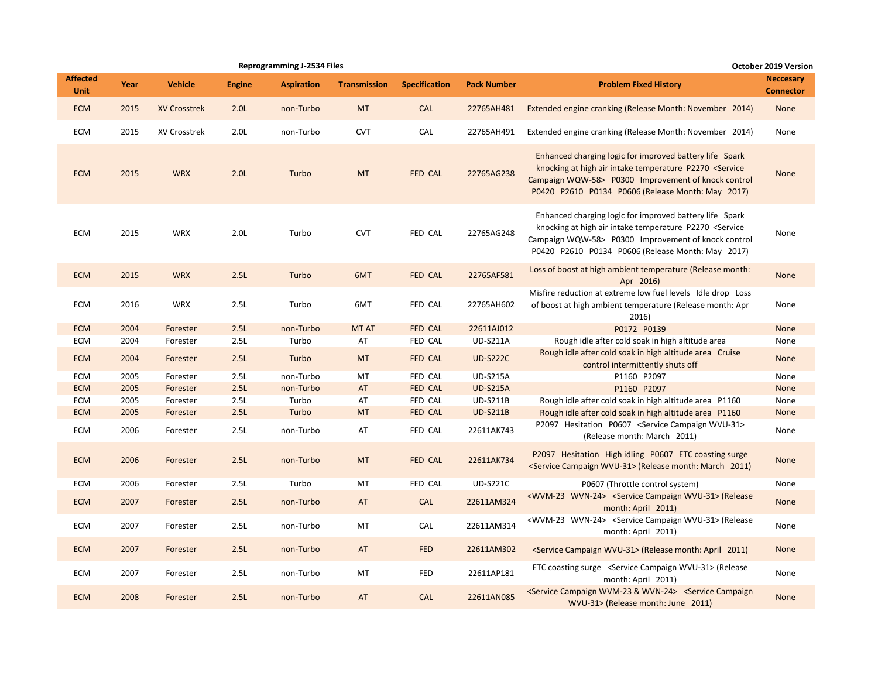Reprogramming J-2534 Files

October 2019 Version

| Affected Unit | Year | Vehicle | Engine | Aspiration | Transmission | Specification | Pack Number | Problem Fixed History | Neccesary Connector |
|---|---|---|---|---|---|---|---|---|---|
| ECM | 2015 | XV Crosstrek | 2.0L | non-Turbo | MT | CAL | 22765AH481 | Extended engine cranking (Release Month: November 2014) | None |
| ECM | 2015 | XV Crosstrek | 2.0L | non-Turbo | CVT | CAL | 22765AH491 | Extended engine cranking (Release Month: November 2014) | None |
| ECM | 2015 | WRX | 2.0L | Turbo | MT | FED CAL | 22765AG238 | Enhanced charging logic for improved battery life Spark knocking at high air intake temperature P2270 <Service Campaign WQW-58> P0300 Improvement of knock control P0420 P2610 P0134 P0606 (Release Month: May 2017) | None |
| ECM | 2015 | WRX | 2.0L | Turbo | CVT | FED CAL | 22765AG248 | Enhanced charging logic for improved battery life Spark knocking at high air intake temperature P2270 <Service Campaign WQW-58> P0300 Improvement of knock control P0420 P2610 P0134 P0606 (Release Month: May 2017) | None |
| ECM | 2015 | WRX | 2.5L | Turbo | 6MT | FED CAL | 22765AF581 | Loss of boost at high ambient temperature (Release month: Apr 2016) | None |
| ECM | 2016 | WRX | 2.5L | Turbo | 6MT | FED CAL | 22765AH602 | Misfire reduction at extreme low fuel levels Idle drop Loss of boost at high ambient temperature (Release month: Apr 2016) | None |
| ECM | 2004 | Forester | 2.5L | non-Turbo | MT AT | FED CAL | 22611AJ012 | P0172 P0139 | None |
| ECM | 2004 | Forester | 2.5L | Turbo | AT | FED CAL | UD-S211A | Rough idle after cold soak in high altitude area | None |
| ECM | 2004 | Forester | 2.5L | Turbo | MT | FED CAL | UD-S222C | Rough idle after cold soak in high altitude area Cruise control intermittently shuts off | None |
| ECM | 2005 | Forester | 2.5L | non-Turbo | MT | FED CAL | UD-S215A | P1160 P2097 | None |
| ECM | 2005 | Forester | 2.5L | non-Turbo | AT | FED CAL | UD-S215A | P1160 P2097 | None |
| ECM | 2005 | Forester | 2.5L | Turbo | AT | FED CAL | UD-S211B | Rough idle after cold soak in high altitude area P1160 | None |
| ECM | 2005 | Forester | 2.5L | Turbo | MT | FED CAL | UD-S211B | Rough idle after cold soak in high altitude area P1160 | None |
| ECM | 2006 | Forester | 2.5L | non-Turbo | AT | FED CAL | 22611AK743 | P2097 Hesitation P0607 <Service Campaign WVU-31> (Release month: March 2011) | None |
| ECM | 2006 | Forester | 2.5L | non-Turbo | MT | FED CAL | 22611AK734 | P2097 Hesitation High idling P0607 ETC coasting surge <Service Campaign WVU-31> (Release month: March 2011) | None |
| ECM | 2006 | Forester | 2.5L | Turbo | MT | FED CAL | UD-S221C | P0607 (Throttle control system) | None |
| ECM | 2007 | Forester | 2.5L | non-Turbo | AT | CAL | 22611AM324 | <WVM-23 WVN-24> <Service Campaign WVU-31> (Release month: April 2011) | None |
| ECM | 2007 | Forester | 2.5L | non-Turbo | MT | CAL | 22611AM314 | <WVM-23 WVN-24> <Service Campaign WVU-31> (Release month: April 2011) | None |
| ECM | 2007 | Forester | 2.5L | non-Turbo | AT | FED | 22611AM302 | <Service Campaign WVU-31> (Release month: April 2011) | None |
| ECM | 2007 | Forester | 2.5L | non-Turbo | MT | FED | 22611AP181 | ETC coasting surge <Service Campaign WVU-31> (Release month: April 2011) | None |
| ECM | 2008 | Forester | 2.5L | non-Turbo | AT | CAL | 22611AN085 | <Service Campaign WVM-23 & WVN-24> <Service Campaign WVU-31> (Release month: June 2011) | None |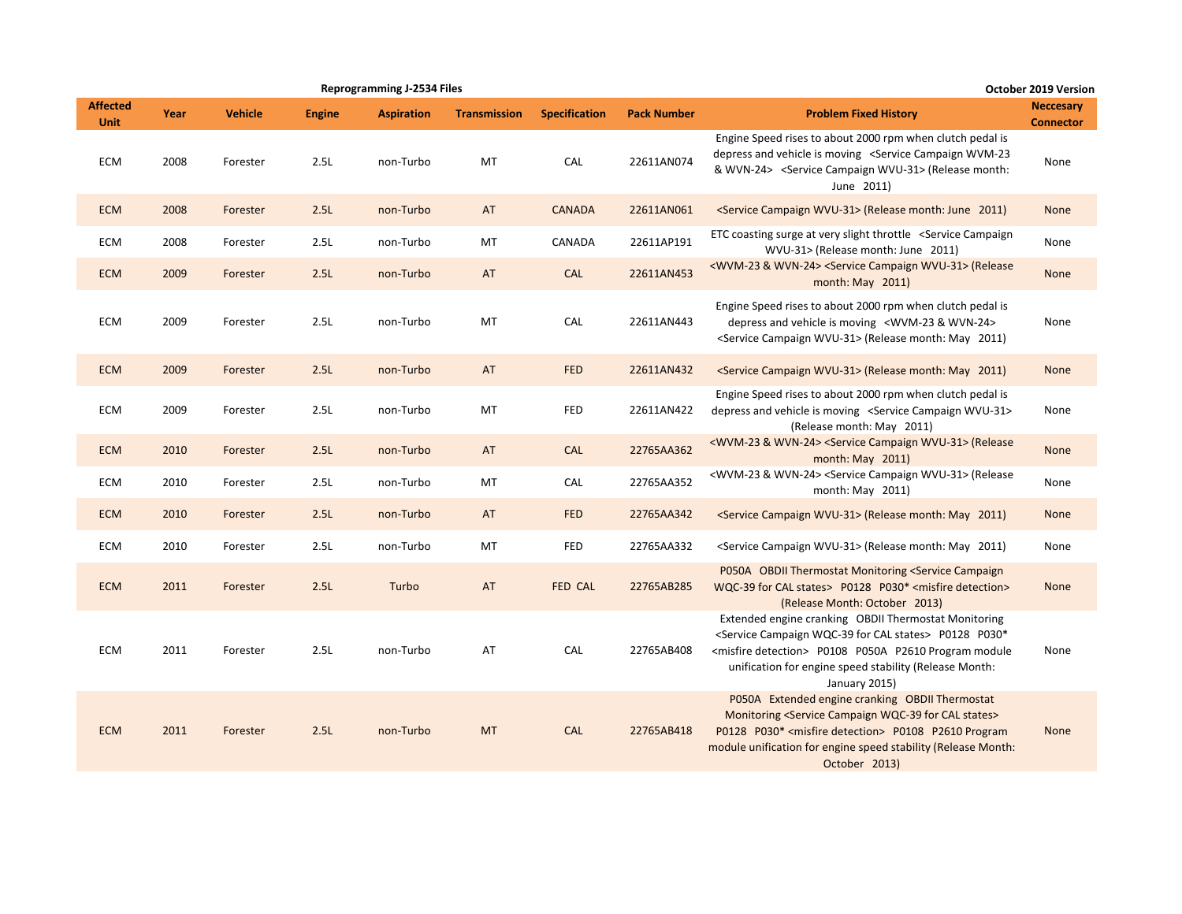**Reprogramming J-2534 Files** — **October 2019 Version**

| Affected Unit | Year | Vehicle | Engine | Aspiration | Transmission | Specification | Pack Number | Problem Fixed History | Neccesary Connector |
|---|---|---|---|---|---|---|---|---|---|
| ECM | 2008 | Forester | 2.5L | non-Turbo | MT | CAL | 22611AN074 | Engine Speed rises to about 2000 rpm when clutch pedal is depress and vehicle is moving <Service Campaign WVM-23 & WVN-24> <Service Campaign WVU-31> (Release month: June 2011) | None |
| ECM | 2008 | Forester | 2.5L | non-Turbo | AT | CANADA | 22611AN061 | <Service Campaign WVU-31> (Release month: June 2011) | None |
| ECM | 2008 | Forester | 2.5L | non-Turbo | MT | CANADA | 22611AP191 | ETC coasting surge at very slight throttle <Service Campaign WVU-31> (Release month: June 2011) | None |
| ECM | 2009 | Forester | 2.5L | non-Turbo | AT | CAL | 22611AN453 | <WVM-23 & WVN-24> <Service Campaign WVU-31> (Release month: May 2011) | None |
| ECM | 2009 | Forester | 2.5L | non-Turbo | MT | CAL | 22611AN443 | Engine Speed rises to about 2000 rpm when clutch pedal is depress and vehicle is moving <WVM-23 & WVN-24> <Service Campaign WVU-31> (Release month: May 2011) | None |
| ECM | 2009 | Forester | 2.5L | non-Turbo | AT | FED | 22611AN432 | <Service Campaign WVU-31> (Release month: May 2011) | None |
| ECM | 2009 | Forester | 2.5L | non-Turbo | MT | FED | 22611AN422 | Engine Speed rises to about 2000 rpm when clutch pedal is depress and vehicle is moving <Service Campaign WVU-31> (Release month: May 2011) | None |
| ECM | 2010 | Forester | 2.5L | non-Turbo | AT | CAL | 22765AA362 | <WVM-23 & WVN-24> <Service Campaign WVU-31> (Release month: May 2011) | None |
| ECM | 2010 | Forester | 2.5L | non-Turbo | MT | CAL | 22765AA352 | <WVM-23 & WVN-24> <Service Campaign WVU-31> (Release month: May 2011) | None |
| ECM | 2010 | Forester | 2.5L | non-Turbo | AT | FED | 22765AA342 | <Service Campaign WVU-31> (Release month: May 2011) | None |
| ECM | 2010 | Forester | 2.5L | non-Turbo | MT | FED | 22765AA332 | <Service Campaign WVU-31> (Release month: May 2011) | None |
| ECM | 2011 | Forester | 2.5L | Turbo | AT | FED CAL | 22765AB285 | P050A OBDII Thermostat Monitoring <Service Campaign WQC-39 for CAL states> P0128 P030* <misfire detection> (Release Month: October 2013) | None |
| ECM | 2011 | Forester | 2.5L | non-Turbo | AT | CAL | 22765AB408 | Extended engine cranking OBDII Thermostat Monitoring <Service Campaign WQC-39 for CAL states> P0128 P030* <misfire detection> P0108 P050A P2610 Program module unification for engine speed stability (Release Month: January 2015) | None |
| ECM | 2011 | Forester | 2.5L | non-Turbo | MT | CAL | 22765AB418 | P050A Extended engine cranking OBDII Thermostat Monitoring <Service Campaign WQC-39 for CAL states> P0128 P030* <misfire detection> P0108 P2610 Program module unification for engine speed stability (Release Month: October 2013) | None |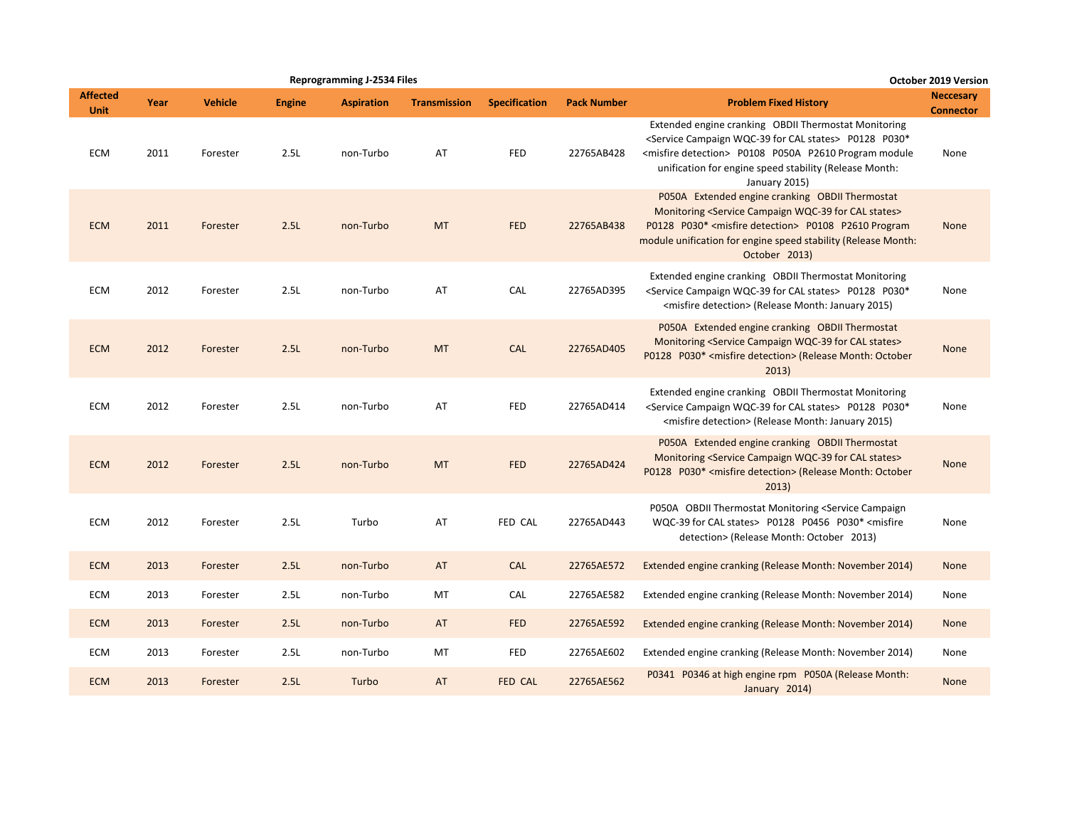**Reprogramming J-2534 Files** **October 2019 Version**

| Affected Unit | Year | Vehicle | Engine | Aspiration | Transmission | Specification | Pack Number | Problem Fixed History | Neccesary Connector |
|---|---|---|---|---|---|---|---|---|---|
| ECM | 2011 | Forester | 2.5L | non-Turbo | AT | FED | 22765AB428 | Extended engine cranking OBDII Thermostat Monitoring <Service Campaign WQC-39 for CAL states> P0128 P030* <misfire detection> P0108 P050A P2610 Program module unification for engine speed stability (Release Month: January 2015) | None |
| ECM | 2011 | Forester | 2.5L | non-Turbo | MT | FED | 22765AB438 | P050A Extended engine cranking OBDII Thermostat Monitoring <Service Campaign WQC-39 for CAL states> P0128 P030* <misfire detection> P0108 P2610 Program module unification for engine speed stability (Release Month: October 2013) | None |
| ECM | 2012 | Forester | 2.5L | non-Turbo | AT | CAL | 22765AD395 | Extended engine cranking OBDII Thermostat Monitoring <Service Campaign WQC-39 for CAL states> P0128 P030* <misfire detection> (Release Month: January 2015) | None |
| ECM | 2012 | Forester | 2.5L | non-Turbo | MT | CAL | 22765AD405 | P050A Extended engine cranking OBDII Thermostat Monitoring <Service Campaign WQC-39 for CAL states> P0128 P030* <misfire detection> (Release Month: October 2013) | None |
| ECM | 2012 | Forester | 2.5L | non-Turbo | AT | FED | 22765AD414 | Extended engine cranking OBDII Thermostat Monitoring <Service Campaign WQC-39 for CAL states> P0128 P030* <misfire detection> (Release Month: January 2015) | None |
| ECM | 2012 | Forester | 2.5L | non-Turbo | MT | FED | 22765AD424 | P050A Extended engine cranking OBDII Thermostat Monitoring <Service Campaign WQC-39 for CAL states> P0128 P030* <misfire detection> (Release Month: October 2013) | None |
| ECM | 2012 | Forester | 2.5L | Turbo | AT | FED CAL | 22765AD443 | P050A OBDII Thermostat Monitoring <Service Campaign WQC-39 for CAL states> P0128 P0456 P030* <misfire detection> (Release Month: October 2013) | None |
| ECM | 2013 | Forester | 2.5L | non-Turbo | AT | CAL | 22765AE572 | Extended engine cranking (Release Month: November 2014) | None |
| ECM | 2013 | Forester | 2.5L | non-Turbo | MT | CAL | 22765AE582 | Extended engine cranking (Release Month: November 2014) | None |
| ECM | 2013 | Forester | 2.5L | non-Turbo | AT | FED | 22765AE592 | Extended engine cranking (Release Month: November 2014) | None |
| ECM | 2013 | Forester | 2.5L | non-Turbo | MT | FED | 22765AE602 | Extended engine cranking (Release Month: November 2014) | None |
| ECM | 2013 | Forester | 2.5L | Turbo | AT | FED CAL | 22765AE562 | P0341 P0346 at high engine rpm P050A (Release Month: January 2014) | None |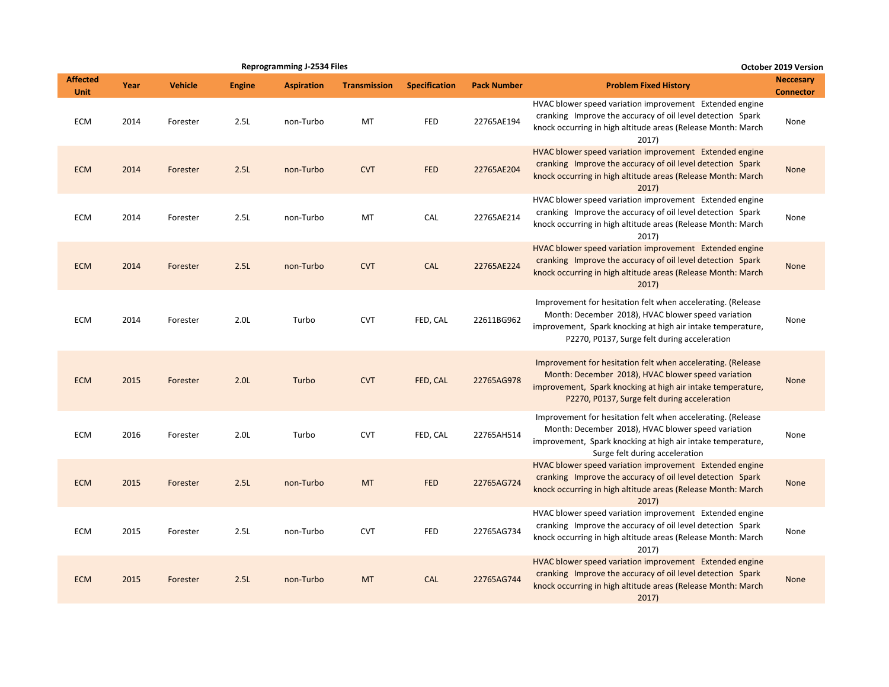**Reprogramming J-2534 Files** — **October 2019 Version**

| Affected Unit | Year | Vehicle | Engine | Aspiration | Transmission | Specification | Pack Number | Problem Fixed History | Neccesary Connector |
|---|---|---|---|---|---|---|---|---|---|
| ECM | 2014 | Forester | 2.5L | non-Turbo | MT | FED | 22765AE194 | HVAC blower speed variation improvement  Extended engine cranking  Improve the accuracy of oil level detection  Spark knock occurring in high altitude areas (Release Month: March 2017) | None |
| ECM | 2014 | Forester | 2.5L | non-Turbo | CVT | FED | 22765AE204 | HVAC blower speed variation improvement  Extended engine cranking  Improve the accuracy of oil level detection  Spark knock occurring in high altitude areas (Release Month: March 2017) | None |
| ECM | 2014 | Forester | 2.5L | non-Turbo | MT | CAL | 22765AE214 | HVAC blower speed variation improvement  Extended engine cranking  Improve the accuracy of oil level detection  Spark knock occurring in high altitude areas (Release Month: March 2017) | None |
| ECM | 2014 | Forester | 2.5L | non-Turbo | CVT | CAL | 22765AE224 | HVAC blower speed variation improvement  Extended engine cranking  Improve the accuracy of oil level detection  Spark knock occurring in high altitude areas (Release Month: March 2017) | None |
| ECM | 2014 | Forester | 2.0L | Turbo | CVT | FED, CAL | 22611BG962 | Improvement for hesitation felt when accelerating. (Release Month: December 2018), HVAC blower speed variation improvement, Spark knocking at high air intake temperature, P2270, P0137, Surge felt during acceleration | None |
| ECM | 2015 | Forester | 2.0L | Turbo | CVT | FED, CAL | 22765AG978 | Improvement for hesitation felt when accelerating. (Release Month: December 2018), HVAC blower speed variation improvement, Spark knocking at high air intake temperature, P2270, P0137, Surge felt during acceleration | None |
| ECM | 2016 | Forester | 2.0L | Turbo | CVT | FED, CAL | 22765AH514 | Improvement for hesitation felt when accelerating. (Release Month: December 2018), HVAC blower speed variation improvement, Spark knocking at high air intake temperature, Surge felt during acceleration | None |
| ECM | 2015 | Forester | 2.5L | non-Turbo | MT | FED | 22765AG724 | HVAC blower speed variation improvement  Extended engine cranking  Improve the accuracy of oil level detection  Spark knock occurring in high altitude areas (Release Month: March 2017) | None |
| ECM | 2015 | Forester | 2.5L | non-Turbo | CVT | FED | 22765AG734 | HVAC blower speed variation improvement  Extended engine cranking  Improve the accuracy of oil level detection  Spark knock occurring in high altitude areas (Release Month: March 2017) | None |
| ECM | 2015 | Forester | 2.5L | non-Turbo | MT | CAL | 22765AG744 | HVAC blower speed variation improvement  Extended engine cranking  Improve the accuracy of oil level detection  Spark knock occurring in high altitude areas (Release Month: March 2017) | None |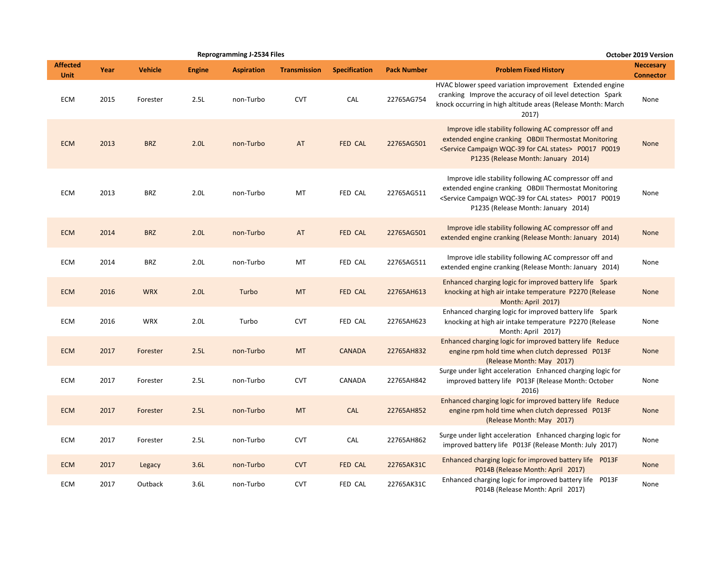**Reprogramming J-2534 Files** — October 2019 Version

| Affected Unit | Year | Vehicle | Engine | Aspiration | Transmission | Specification | Pack Number | Problem Fixed History | Neccesary Connector |
|---|---|---|---|---|---|---|---|---|---|
| ECM | 2015 | Forester | 2.5L | non-Turbo | CVT | CAL | 22765AG754 | HVAC blower speed variation improvement  Extended engine cranking  Improve the accuracy of oil level detection  Spark knock occurring in high altitude areas (Release Month: March 2017) | None |
| ECM | 2013 | BRZ | 2.0L | non-Turbo | AT | FED CAL | 22765AG501 | Improve idle stability following AC compressor off and extended engine cranking  OBDII Thermostat Monitoring <Service Campaign WQC-39 for CAL states>  P0017  P0019  P1235 (Release Month: January 2014) | None |
| ECM | 2013 | BRZ | 2.0L | non-Turbo | MT | FED CAL | 22765AG511 | Improve idle stability following AC compressor off and extended engine cranking  OBDII Thermostat Monitoring <Service Campaign WQC-39 for CAL states>  P0017  P0019  P1235 (Release Month: January 2014) | None |
| ECM | 2014 | BRZ | 2.0L | non-Turbo | AT | FED CAL | 22765AG501 | Improve idle stability following AC compressor off and extended engine cranking (Release Month: January 2014) | None |
| ECM | 2014 | BRZ | 2.0L | non-Turbo | MT | FED CAL | 22765AG511 | Improve idle stability following AC compressor off and extended engine cranking (Release Month: January 2014) | None |
| ECM | 2016 | WRX | 2.0L | Turbo | MT | FED CAL | 22765AH613 | Enhanced charging logic for improved battery life  Spark knocking at high air intake temperature  P2270 (Release Month: April 2017) | None |
| ECM | 2016 | WRX | 2.0L | Turbo | CVT | FED CAL | 22765AH623 | Enhanced charging logic for improved battery life  Spark knocking at high air intake temperature  P2270 (Release Month: April 2017) | None |
| ECM | 2017 | Forester | 2.5L | non-Turbo | MT | CANADA | 22765AH832 | Enhanced charging logic for improved battery life  Reduce engine rpm hold time when clutch depressed  P013F (Release Month: May 2017) | None |
| ECM | 2017 | Forester | 2.5L | non-Turbo | CVT | CANADA | 22765AH842 | Surge under light acceleration  Enhanced charging logic for improved battery life  P013F (Release Month: October 2016) | None |
| ECM | 2017 | Forester | 2.5L | non-Turbo | MT | CAL | 22765AH852 | Enhanced charging logic for improved battery life  Reduce engine rpm hold time when clutch depressed  P013F (Release Month: May 2017) | None |
| ECM | 2017 | Forester | 2.5L | non-Turbo | CVT | CAL | 22765AH862 | Surge under light acceleration  Enhanced charging logic for improved battery life  P013F (Release Month: July 2017) | None |
| ECM | 2017 | Legacy | 3.6L | non-Turbo | CVT | FED CAL | 22765AK31C | Enhanced charging logic for improved battery life  P013F P014B (Release Month: April 2017) | None |
| ECM | 2017 | Outback | 3.6L | non-Turbo | CVT | FED CAL | 22765AK31C | Enhanced charging logic for improved battery life  P013F P014B (Release Month: April 2017) | None |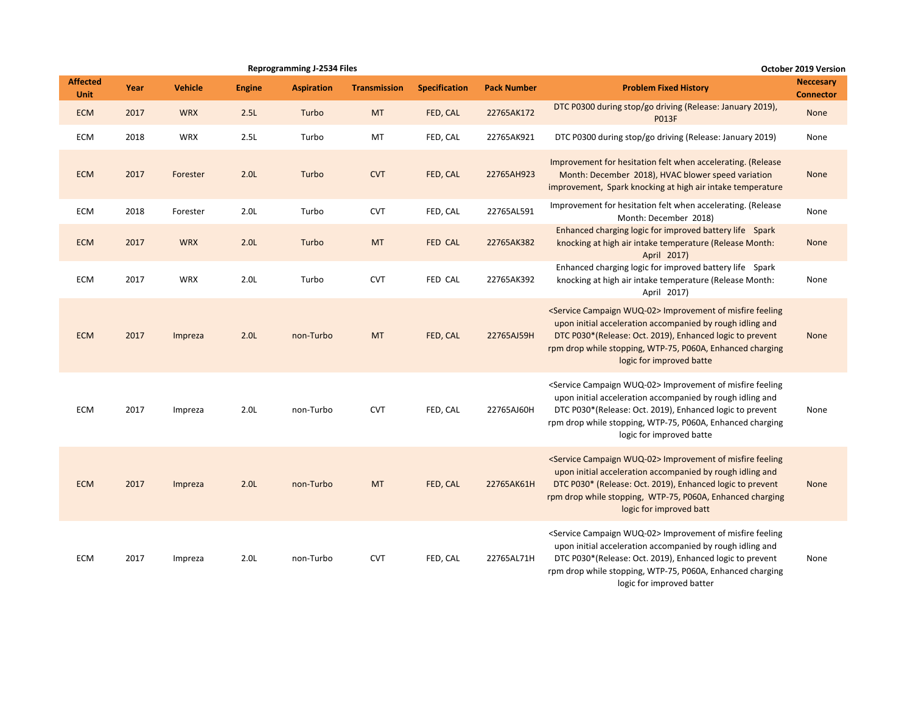**Reprogramming J-2534 Files** — October 2019 Version

| Affected Unit | Year | Vehicle | Engine | Aspiration | Transmission | Specification | Pack Number | Problem Fixed History | Neccesary Connector |
|---|---|---|---|---|---|---|---|---|---|
| ECM | 2017 | WRX | 2.5L | Turbo | MT | FED, CAL | 22765AK172 | DTC P0300 during stop/go driving (Release: January 2019), P013F | None |
| ECM | 2018 | WRX | 2.5L | Turbo | MT | FED, CAL | 22765AK921 | DTC P0300 during stop/go driving (Release: January 2019) | None |
| ECM | 2017 | Forester | 2.0L | Turbo | CVT | FED, CAL | 22765AH923 | Improvement for hesitation felt when accelerating. (Release Month: December 2018), HVAC blower speed variation improvement, Spark knocking at high air intake temperature | None |
| ECM | 2018 | Forester | 2.0L | Turbo | CVT | FED, CAL | 22765AL591 | Improvement for hesitation felt when accelerating. (Release Month: December 2018) | None |
| ECM | 2017 | WRX | 2.0L | Turbo | MT | FED CAL | 22765AK382 | Enhanced charging logic for improved battery life Spark knocking at high air intake temperature (Release Month: April 2017) | None |
| ECM | 2017 | WRX | 2.0L | Turbo | CVT | FED CAL | 22765AK392 | Enhanced charging logic for improved battery life Spark knocking at high air intake temperature (Release Month: April 2017) | None |
| ECM | 2017 | Impreza | 2.0L | non-Turbo | MT | FED, CAL | 22765AJ59H | <Service Campaign WUQ-02> Improvement of misfire feeling upon initial acceleration accompanied by rough idling and DTC P030*(Release: Oct. 2019), Enhanced logic to prevent rpm drop while stopping, WTP-75, P060A, Enhanced charging logic for improved batte | None |
| ECM | 2017 | Impreza | 2.0L | non-Turbo | CVT | FED, CAL | 22765AJ60H | <Service Campaign WUQ-02> Improvement of misfire feeling upon initial acceleration accompanied by rough idling and DTC P030*(Release: Oct. 2019), Enhanced logic to prevent rpm drop while stopping, WTP-75, P060A, Enhanced charging logic for improved batte | None |
| ECM | 2017 | Impreza | 2.0L | non-Turbo | MT | FED, CAL | 22765AK61H | <Service Campaign WUQ-02> Improvement of misfire feeling upon initial acceleration accompanied by rough idling and DTC P030* (Release: Oct. 2019), Enhanced logic to prevent rpm drop while stopping, WTP-75, P060A, Enhanced charging logic for improved batt | None |
| ECM | 2017 | Impreza | 2.0L | non-Turbo | CVT | FED, CAL | 22765AL71H | <Service Campaign WUQ-02> Improvement of misfire feeling upon initial acceleration accompanied by rough idling and DTC P030*(Release: Oct. 2019), Enhanced logic to prevent rpm drop while stopping, WTP-75, P060A, Enhanced charging logic for improved batter | None |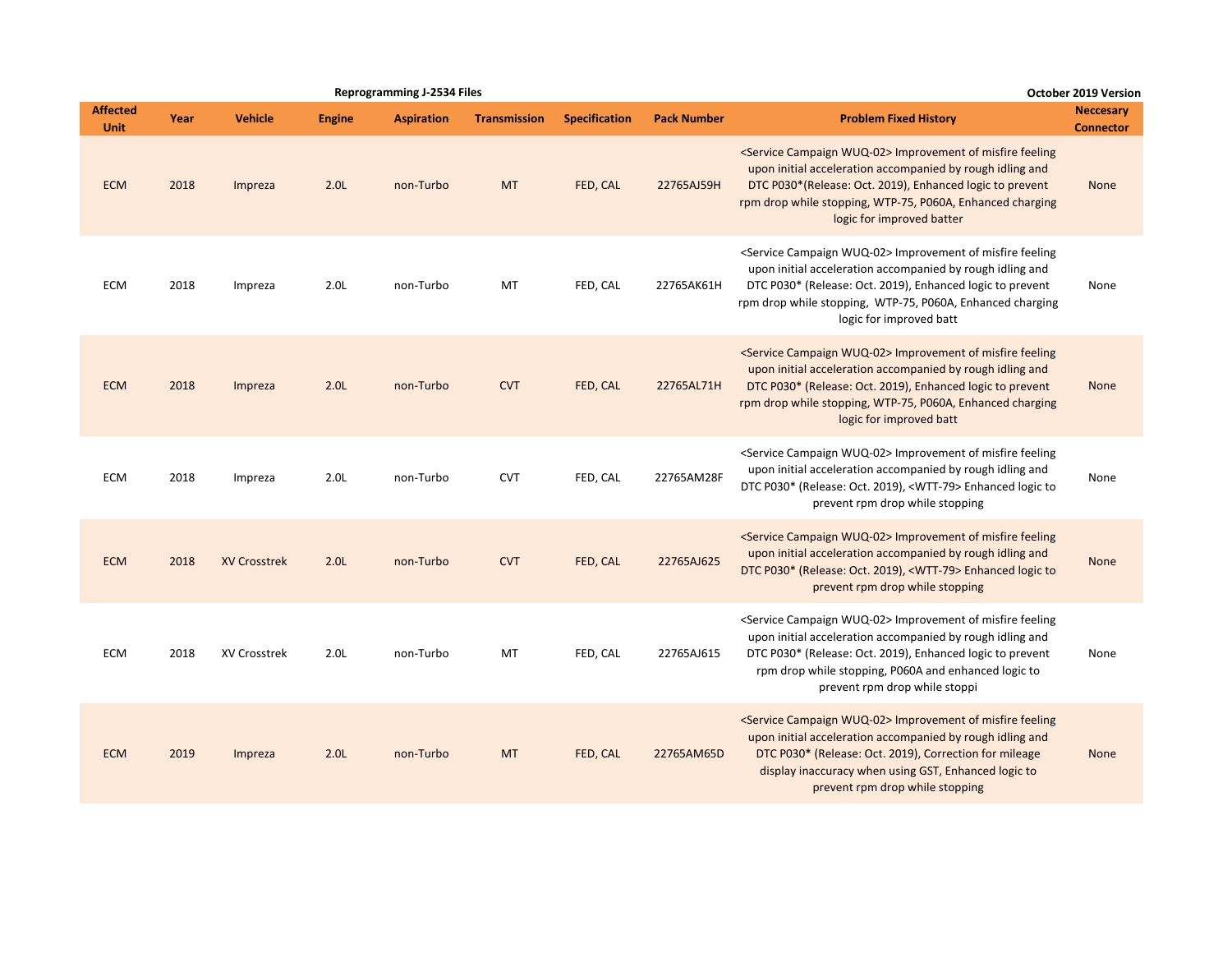**Reprogramming J-2534 Files** | **October 2019 Version**

| Affected Unit | Year | Vehicle | Engine | Aspiration | Transmission | Specification | Pack Number | Problem Fixed History | Neccesary Connector |
|---|---|---|---|---|---|---|---|---|---|
| ECM | 2018 | Impreza | 2.0L | non-Turbo | MT | FED, CAL | 22765AJ59H | <Service Campaign WUQ-02> Improvement of misfire feeling upon initial acceleration accompanied by rough idling and DTC P030*(Release: Oct. 2019), Enhanced logic to prevent rpm drop while stopping, WTP-75, P060A, Enhanced charging logic for improved batter | None |
| ECM | 2018 | Impreza | 2.0L | non-Turbo | MT | FED, CAL | 22765AK61H | <Service Campaign WUQ-02> Improvement of misfire feeling upon initial acceleration accompanied by rough idling and DTC P030* (Release: Oct. 2019), Enhanced logic to prevent rpm drop while stopping, WTP-75, P060A, Enhanced charging logic for improved batt | None |
| ECM | 2018 | Impreza | 2.0L | non-Turbo | CVT | FED, CAL | 22765AL71H | <Service Campaign WUQ-02> Improvement of misfire feeling upon initial acceleration accompanied by rough idling and DTC P030* (Release: Oct. 2019), Enhanced logic to prevent rpm drop while stopping, WTP-75, P060A, Enhanced charging logic for improved batt | None |
| ECM | 2018 | Impreza | 2.0L | non-Turbo | CVT | FED, CAL | 22765AM28F | <Service Campaign WUQ-02> Improvement of misfire feeling upon initial acceleration accompanied by rough idling and DTC P030* (Release: Oct. 2019), <WTT-79> Enhanced logic to prevent rpm drop while stopping | None |
| ECM | 2018 | XV Crosstrek | 2.0L | non-Turbo | CVT | FED, CAL | 22765AJ625 | <Service Campaign WUQ-02> Improvement of misfire feeling upon initial acceleration accompanied by rough idling and DTC P030* (Release: Oct. 2019), <WTT-79> Enhanced logic to prevent rpm drop while stopping | None |
| ECM | 2018 | XV Crosstrek | 2.0L | non-Turbo | MT | FED, CAL | 22765AJ615 | <Service Campaign WUQ-02> Improvement of misfire feeling upon initial acceleration accompanied by rough idling and DTC P030* (Release: Oct. 2019), Enhanced logic to prevent rpm drop while stopping, P060A and enhanced logic to prevent rpm drop while stoppi | None |
| ECM | 2019 | Impreza | 2.0L | non-Turbo | MT | FED, CAL | 22765AM65D | <Service Campaign WUQ-02> Improvement of misfire feeling upon initial acceleration accompanied by rough idling and DTC P030* (Release: Oct. 2019), Correction for mileage display inaccuracy when using GST, Enhanced logic to prevent rpm drop while stopping | None |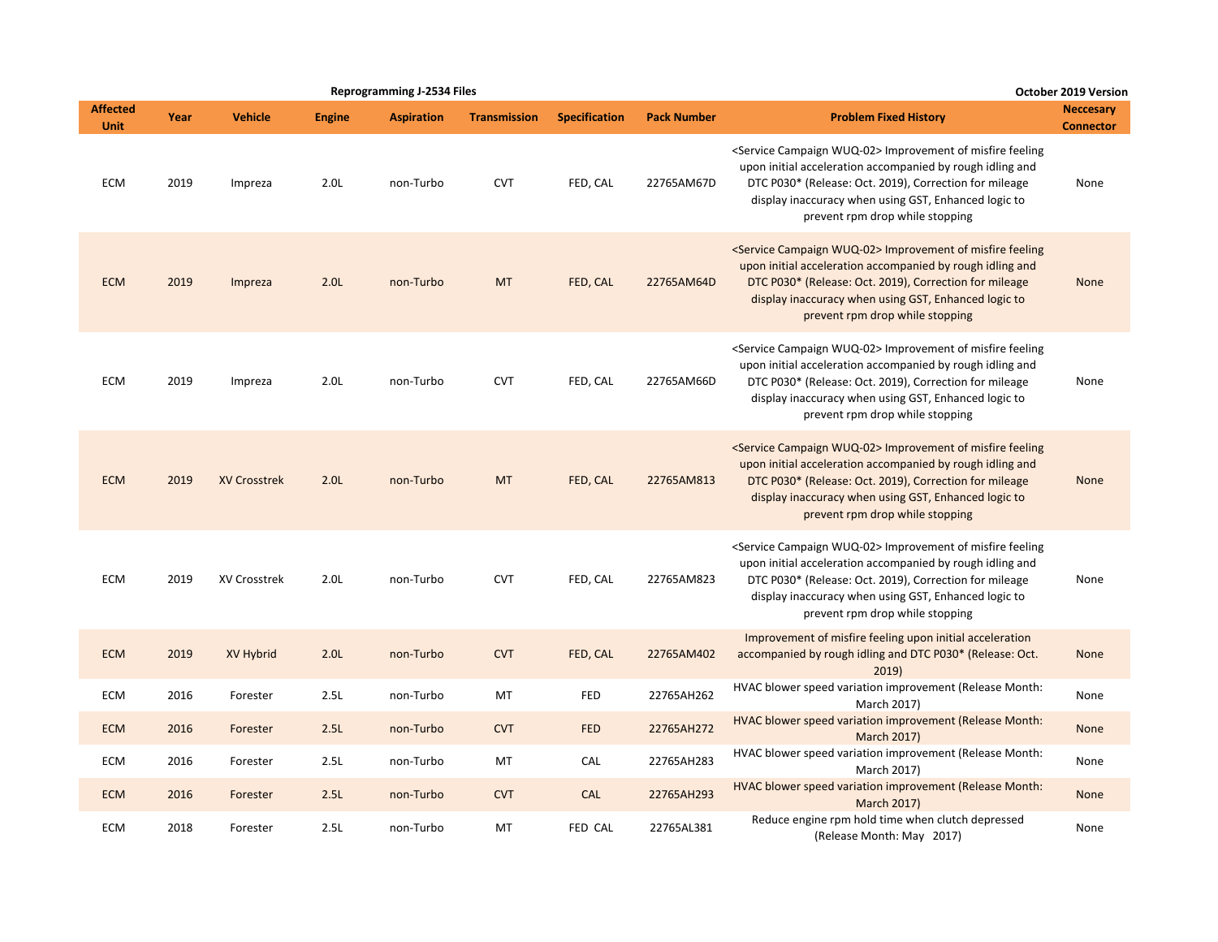**Reprogramming J-2534 Files** — October 2019 Version

| Affected Unit | Year | Vehicle | Engine | Aspiration | Transmission | Specification | Pack Number | Problem Fixed History | Neccesary Connector |
|---|---|---|---|---|---|---|---|---|---|
| ECM | 2019 | Impreza | 2.0L | non-Turbo | CVT | FED, CAL | 22765AM67D | <Service Campaign WUQ-02> Improvement of misfire feeling upon initial acceleration accompanied by rough idling and DTC P030* (Release: Oct. 2019), Correction for mileage display inaccuracy when using GST, Enhanced logic to prevent rpm drop while stopping | None |
| ECM | 2019 | Impreza | 2.0L | non-Turbo | MT | FED, CAL | 22765AM64D | <Service Campaign WUQ-02> Improvement of misfire feeling upon initial acceleration accompanied by rough idling and DTC P030* (Release: Oct. 2019), Correction for mileage display inaccuracy when using GST, Enhanced logic to prevent rpm drop while stopping | None |
| ECM | 2019 | Impreza | 2.0L | non-Turbo | CVT | FED, CAL | 22765AM66D | <Service Campaign WUQ-02> Improvement of misfire feeling upon initial acceleration accompanied by rough idling and DTC P030* (Release: Oct. 2019), Correction for mileage display inaccuracy when using GST, Enhanced logic to prevent rpm drop while stopping | None |
| ECM | 2019 | XV Crosstrek | 2.0L | non-Turbo | MT | FED, CAL | 22765AM813 | <Service Campaign WUQ-02> Improvement of misfire feeling upon initial acceleration accompanied by rough idling and DTC P030* (Release: Oct. 2019), Correction for mileage display inaccuracy when using GST, Enhanced logic to prevent rpm drop while stopping | None |
| ECM | 2019 | XV Crosstrek | 2.0L | non-Turbo | CVT | FED, CAL | 22765AM823 | <Service Campaign WUQ-02> Improvement of misfire feeling upon initial acceleration accompanied by rough idling and DTC P030* (Release: Oct. 2019), Correction for mileage display inaccuracy when using GST, Enhanced logic to prevent rpm drop while stopping | None |
| ECM | 2019 | XV Hybrid | 2.0L | non-Turbo | CVT | FED, CAL | 22765AM402 | Improvement of misfire feeling upon initial acceleration accompanied by rough idling and DTC P030* (Release: Oct. 2019) | None |
| ECM | 2016 | Forester | 2.5L | non-Turbo | MT | FED | 22765AH262 | HVAC blower speed variation improvement (Release Month: March 2017) | None |
| ECM | 2016 | Forester | 2.5L | non-Turbo | CVT | FED | 22765AH272 | HVAC blower speed variation improvement (Release Month: March 2017) | None |
| ECM | 2016 | Forester | 2.5L | non-Turbo | MT | CAL | 22765AH283 | HVAC blower speed variation improvement (Release Month: March 2017) | None |
| ECM | 2016 | Forester | 2.5L | non-Turbo | CVT | CAL | 22765AH293 | HVAC blower speed variation improvement (Release Month: March 2017) | None |
| ECM | 2018 | Forester | 2.5L | non-Turbo | MT | FED CAL | 22765AL381 | Reduce engine rpm hold time when clutch depressed (Release Month: May 2017) | None |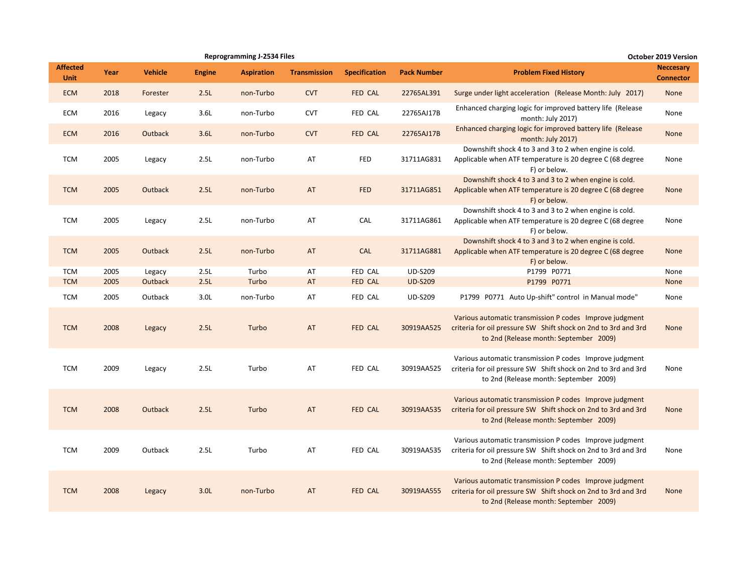Reprogramming J-2534 Files

October 2019 Version

| Affected Unit | Year | Vehicle | Engine | Aspiration | Transmission | Specification | Pack Number | Problem Fixed History | Neccesary Connector |
|---|---|---|---|---|---|---|---|---|---|
| ECM | 2018 | Forester | 2.5L | non-Turbo | CVT | FED CAL | 22765AL391 | Surge under light acceleration (Release Month: July 2017) | None |
| ECM | 2016 | Legacy | 3.6L | non-Turbo | CVT | FED CAL | 22765AJ17B | Enhanced charging logic for improved battery life (Release month: July 2017) | None |
| ECM | 2016 | Outback | 3.6L | non-Turbo | CVT | FED CAL | 22765AJ17B | Enhanced charging logic for improved battery life (Release month: July 2017) | None |
| TCM | 2005 | Legacy | 2.5L | non-Turbo | AT | FED | 31711AG831 | Downshift shock 4 to 3 and 3 to 2 when engine is cold. Applicable when ATF temperature is 20 degree C (68 degree F) or below. | None |
| TCM | 2005 | Outback | 2.5L | non-Turbo | AT | FED | 31711AG851 | Downshift shock 4 to 3 and 3 to 2 when engine is cold. Applicable when ATF temperature is 20 degree C (68 degree F) or below. | None |
| TCM | 2005 | Legacy | 2.5L | non-Turbo | AT | CAL | 31711AG861 | Downshift shock 4 to 3 and 3 to 2 when engine is cold. Applicable when ATF temperature is 20 degree C (68 degree F) or below. | None |
| TCM | 2005 | Outback | 2.5L | non-Turbo | AT | CAL | 31711AG881 | Downshift shock 4 to 3 and 3 to 2 when engine is cold. Applicable when ATF temperature is 20 degree C (68 degree F) or below. | None |
| TCM | 2005 | Legacy | 2.5L | Turbo | AT | FED CAL | UD-S209 | P1799 P0771 | None |
| TCM | 2005 | Outback | 2.5L | Turbo | AT | FED CAL | UD-S209 | P1799 P0771 | None |
| TCM | 2005 | Outback | 3.0L | non-Turbo | AT | FED CAL | UD-S209 | P1799 P0771 Auto Up-shift" control in Manual mode" | None |
| TCM | 2008 | Legacy | 2.5L | Turbo | AT | FED CAL | 30919AA525 | Various automatic transmission P codes Improve judgment criteria for oil pressure SW Shift shock on 2nd to 3rd and 3rd to 2nd (Release month: September 2009) | None |
| TCM | 2009 | Legacy | 2.5L | Turbo | AT | FED CAL | 30919AA525 | Various automatic transmission P codes Improve judgment criteria for oil pressure SW Shift shock on 2nd to 3rd and 3rd to 2nd (Release month: September 2009) | None |
| TCM | 2008 | Outback | 2.5L | Turbo | AT | FED CAL | 30919AA535 | Various automatic transmission P codes Improve judgment criteria for oil pressure SW Shift shock on 2nd to 3rd and 3rd to 2nd (Release month: September 2009) | None |
| TCM | 2009 | Outback | 2.5L | Turbo | AT | FED CAL | 30919AA535 | Various automatic transmission P codes Improve judgment criteria for oil pressure SW Shift shock on 2nd to 3rd and 3rd to 2nd (Release month: September 2009) | None |
| TCM | 2008 | Legacy | 3.0L | non-Turbo | AT | FED CAL | 30919AA555 | Various automatic transmission P codes Improve judgment criteria for oil pressure SW Shift shock on 2nd to 3rd and 3rd to 2nd (Release month: September 2009) | None |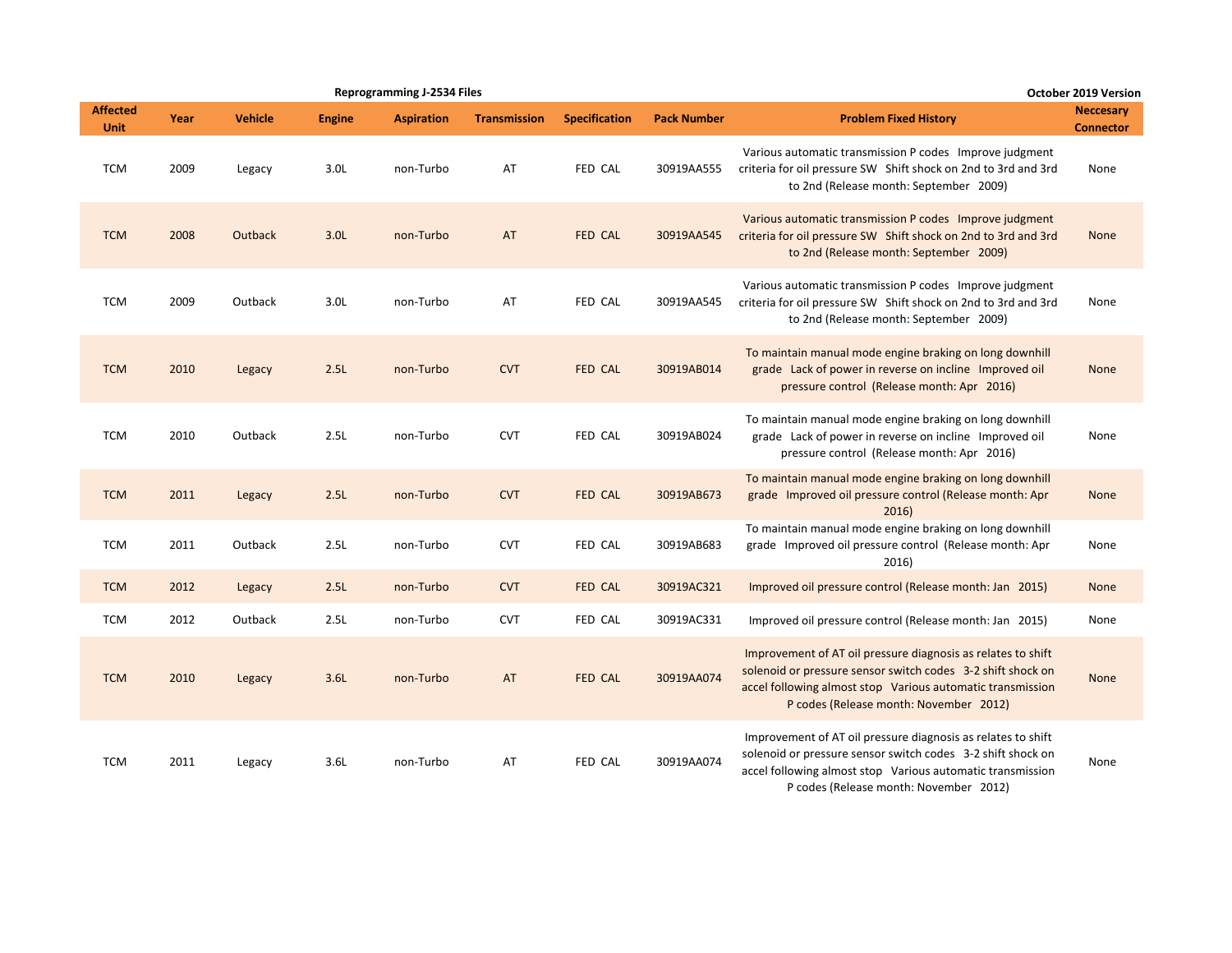Reprogramming J-2534 Files

October 2019 Version

| Affected Unit | Year | Vehicle | Engine | Aspiration | Transmission | Specification | Pack Number | Problem Fixed History | Neccesary Connector |
|---|---|---|---|---|---|---|---|---|---|
| TCM | 2009 | Legacy | 3.0L | non-Turbo | AT | FED CAL | 30919AA555 | Various automatic transmission P codes Improve judgment criteria for oil pressure SW Shift shock on 2nd to 3rd and 3rd to 2nd (Release month: September 2009) | None |
| TCM | 2008 | Outback | 3.0L | non-Turbo | AT | FED CAL | 30919AA545 | Various automatic transmission P codes Improve judgment criteria for oil pressure SW Shift shock on 2nd to 3rd and 3rd to 2nd (Release month: September 2009) | None |
| TCM | 2009 | Outback | 3.0L | non-Turbo | AT | FED CAL | 30919AA545 | Various automatic transmission P codes Improve judgment criteria for oil pressure SW Shift shock on 2nd to 3rd and 3rd to 2nd (Release month: September 2009) | None |
| TCM | 2010 | Legacy | 2.5L | non-Turbo | CVT | FED CAL | 30919AB014 | To maintain manual mode engine braking on long downhill grade Lack of power in reverse on incline Improved oil pressure control (Release month: Apr 2016) | None |
| TCM | 2010 | Outback | 2.5L | non-Turbo | CVT | FED CAL | 30919AB024 | To maintain manual mode engine braking on long downhill grade Lack of power in reverse on incline Improved oil pressure control (Release month: Apr 2016) | None |
| TCM | 2011 | Legacy | 2.5L | non-Turbo | CVT | FED CAL | 30919AB673 | To maintain manual mode engine braking on long downhill grade Improved oil pressure control (Release month: Apr 2016) | None |
| TCM | 2011 | Outback | 2.5L | non-Turbo | CVT | FED CAL | 30919AB683 | To maintain manual mode engine braking on long downhill grade Improved oil pressure control (Release month: Apr 2016) | None |
| TCM | 2012 | Legacy | 2.5L | non-Turbo | CVT | FED CAL | 30919AC321 | Improved oil pressure control (Release month: Jan 2015) | None |
| TCM | 2012 | Outback | 2.5L | non-Turbo | CVT | FED CAL | 30919AC331 | Improved oil pressure control (Release month: Jan 2015) | None |
| TCM | 2010 | Legacy | 3.6L | non-Turbo | AT | FED CAL | 30919AA074 | Improvement of AT oil pressure diagnosis as relates to shift solenoid or pressure sensor switch codes 3-2 shift shock on accel following almost stop Various automatic transmission P codes (Release month: November 2012) | None |
| TCM | 2011 | Legacy | 3.6L | non-Turbo | AT | FED CAL | 30919AA074 | Improvement of AT oil pressure diagnosis as relates to shift solenoid or pressure sensor switch codes 3-2 shift shock on accel following almost stop Various automatic transmission P codes (Release month: November 2012) | None |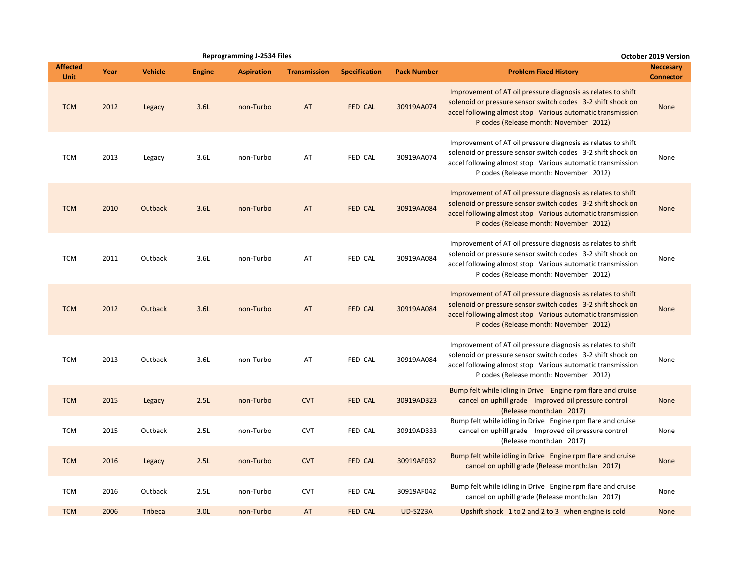**Reprogramming J-2534 Files** — October 2019 Version

| Affected Unit | Year | Vehicle | Engine | Aspiration | Transmission | Specification | Pack Number | Problem Fixed History | Neccesary Connector |
|---|---|---|---|---|---|---|---|---|---|
| TCM | 2012 | Legacy | 3.6L | non-Turbo | AT | FED CAL | 30919AA074 | Improvement of AT oil pressure diagnosis as relates to shift solenoid or pressure sensor switch codes 3-2 shift shock on accel following almost stop Various automatic transmission P codes (Release month: November 2012) | None |
| TCM | 2013 | Legacy | 3.6L | non-Turbo | AT | FED CAL | 30919AA074 | Improvement of AT oil pressure diagnosis as relates to shift solenoid or pressure sensor switch codes 3-2 shift shock on accel following almost stop Various automatic transmission P codes (Release month: November 2012) | None |
| TCM | 2010 | Outback | 3.6L | non-Turbo | AT | FED CAL | 30919AA084 | Improvement of AT oil pressure diagnosis as relates to shift solenoid or pressure sensor switch codes 3-2 shift shock on accel following almost stop Various automatic transmission P codes (Release month: November 2012) | None |
| TCM | 2011 | Outback | 3.6L | non-Turbo | AT | FED CAL | 30919AA084 | Improvement of AT oil pressure diagnosis as relates to shift solenoid or pressure sensor switch codes 3-2 shift shock on accel following almost stop Various automatic transmission P codes (Release month: November 2012) | None |
| TCM | 2012 | Outback | 3.6L | non-Turbo | AT | FED CAL | 30919AA084 | Improvement of AT oil pressure diagnosis as relates to shift solenoid or pressure sensor switch codes 3-2 shift shock on accel following almost stop Various automatic transmission P codes (Release month: November 2012) | None |
| TCM | 2013 | Outback | 3.6L | non-Turbo | AT | FED CAL | 30919AA084 | Improvement of AT oil pressure diagnosis as relates to shift solenoid or pressure sensor switch codes 3-2 shift shock on accel following almost stop Various automatic transmission P codes (Release month: November 2012) | None |
| TCM | 2015 | Legacy | 2.5L | non-Turbo | CVT | FED CAL | 30919AD323 | Bump felt while idling in Drive Engine rpm flare and cruise cancel on uphill grade Improved oil pressure control (Release month:Jan 2017) | None |
| TCM | 2015 | Outback | 2.5L | non-Turbo | CVT | FED CAL | 30919AD333 | Bump felt while idling in Drive Engine rpm flare and cruise cancel on uphill grade Improved oil pressure control (Release month:Jan 2017) | None |
| TCM | 2016 | Legacy | 2.5L | non-Turbo | CVT | FED CAL | 30919AF032 | Bump felt while idling in Drive Engine rpm flare and cruise cancel on uphill grade (Release month:Jan 2017) | None |
| TCM | 2016 | Outback | 2.5L | non-Turbo | CVT | FED CAL | 30919AF042 | Bump felt while idling in Drive Engine rpm flare and cruise cancel on uphill grade (Release month:Jan 2017) | None |
| TCM | 2006 | Tribeca | 3.0L | non-Turbo | AT | FED CAL | UD-S223A | Upshift shock 1 to 2 and 2 to 3 when engine is cold | None |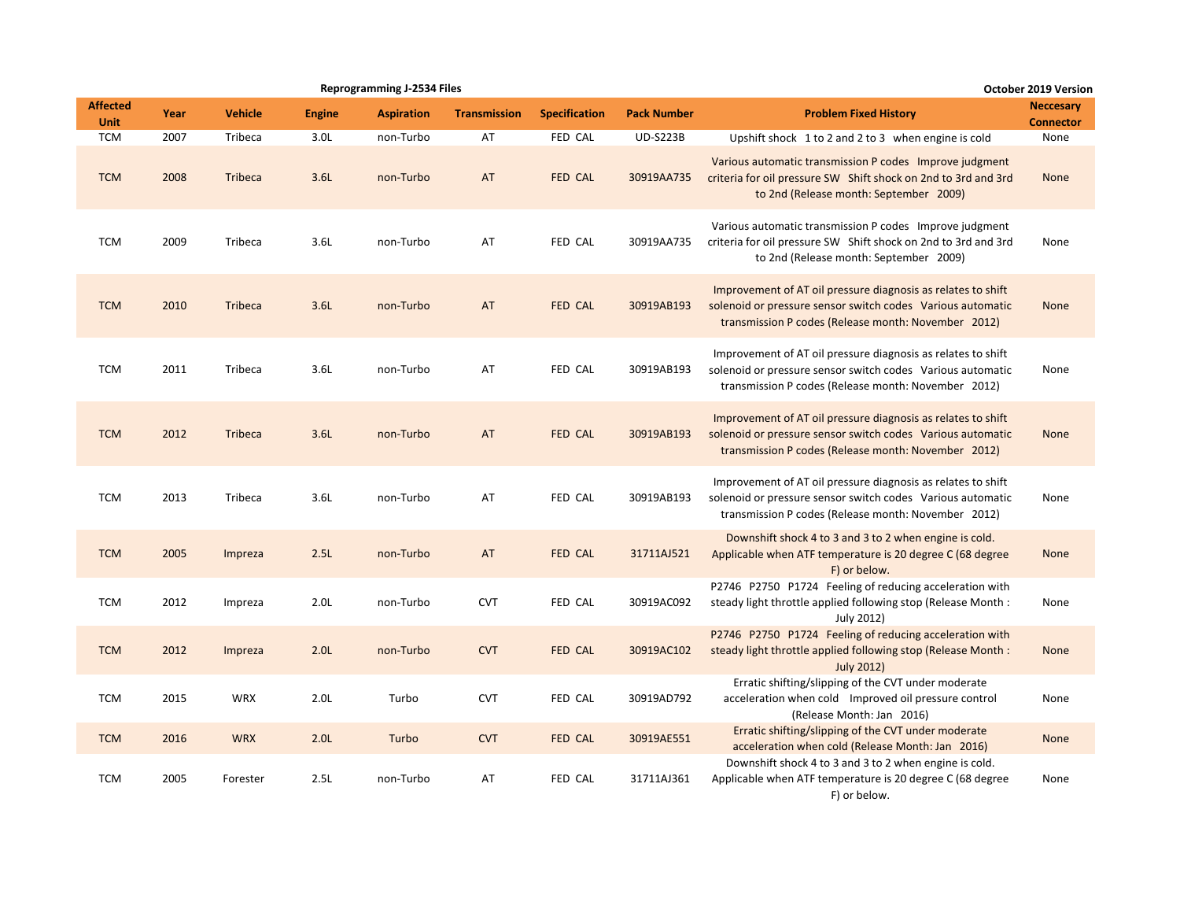Reprogramming J-2534 Files

October 2019 Version

| Affected Unit | Year | Vehicle | Engine | Aspiration | Transmission | Specification | Pack Number | Problem Fixed History | Neccesary Connector |
|---|---|---|---|---|---|---|---|---|---|
| TCM | 2007 | Tribeca | 3.0L | non-Turbo | AT | FED CAL | UD-S223B | Upshift shock 1 to 2 and 2 to 3 when engine is cold | None |
| TCM | 2008 | Tribeca | 3.6L | non-Turbo | AT | FED CAL | 30919AA735 | Various automatic transmission P codes Improve judgment criteria for oil pressure SW Shift shock on 2nd to 3rd and 3rd to 2nd (Release month: September 2009) | None |
| TCM | 2009 | Tribeca | 3.6L | non-Turbo | AT | FED CAL | 30919AA735 | Various automatic transmission P codes Improve judgment criteria for oil pressure SW Shift shock on 2nd to 3rd and 3rd to 2nd (Release month: September 2009) | None |
| TCM | 2010 | Tribeca | 3.6L | non-Turbo | AT | FED CAL | 30919AB193 | Improvement of AT oil pressure diagnosis as relates to shift solenoid or pressure sensor switch codes Various automatic transmission P codes (Release month: November 2012) | None |
| TCM | 2011 | Tribeca | 3.6L | non-Turbo | AT | FED CAL | 30919AB193 | Improvement of AT oil pressure diagnosis as relates to shift solenoid or pressure sensor switch codes Various automatic transmission P codes (Release month: November 2012) | None |
| TCM | 2012 | Tribeca | 3.6L | non-Turbo | AT | FED CAL | 30919AB193 | Improvement of AT oil pressure diagnosis as relates to shift solenoid or pressure sensor switch codes Various automatic transmission P codes (Release month: November 2012) | None |
| TCM | 2013 | Tribeca | 3.6L | non-Turbo | AT | FED CAL | 30919AB193 | Improvement of AT oil pressure diagnosis as relates to shift solenoid or pressure sensor switch codes Various automatic transmission P codes (Release month: November 2012) | None |
| TCM | 2005 | Impreza | 2.5L | non-Turbo | AT | FED CAL | 31711AJ521 | Downshift shock 4 to 3 and 3 to 2 when engine is cold. Applicable when ATF temperature is 20 degree C (68 degree F) or below. | None |
| TCM | 2012 | Impreza | 2.0L | non-Turbo | CVT | FED CAL | 30919AC092 | P2746 P2750 P1724 Feeling of reducing acceleration with steady light throttle applied following stop (Release Month : July 2012) | None |
| TCM | 2012 | Impreza | 2.0L | non-Turbo | CVT | FED CAL | 30919AC102 | P2746 P2750 P1724 Feeling of reducing acceleration with steady light throttle applied following stop (Release Month : July 2012) | None |
| TCM | 2015 | WRX | 2.0L | Turbo | CVT | FED CAL | 30919AD792 | Erratic shifting/slipping of the CVT under moderate acceleration when cold Improved oil pressure control (Release Month: Jan 2016) | None |
| TCM | 2016 | WRX | 2.0L | Turbo | CVT | FED CAL | 30919AE551 | Erratic shifting/slipping of the CVT under moderate acceleration when cold (Release Month: Jan 2016) | None |
| TCM | 2005 | Forester | 2.5L | non-Turbo | AT | FED CAL | 31711AJ361 | Downshift shock 4 to 3 and 3 to 2 when engine is cold. Applicable when ATF temperature is 20 degree C (68 degree F) or below. | None |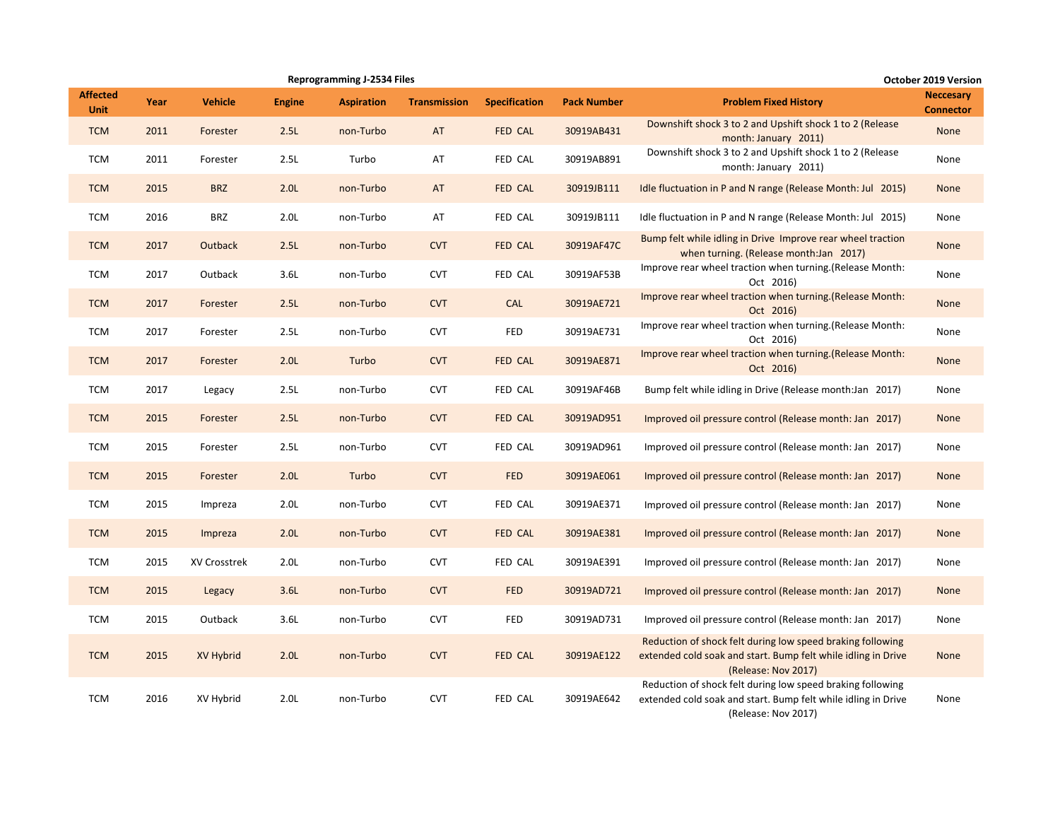**Reprogramming J-2534 Files** | **October 2019 Version**

| Affected Unit | Year | Vehicle | Engine | Aspiration | Transmission | Specification | Pack Number | Problem Fixed History | Neccesary Connector |
|---|---|---|---|---|---|---|---|---|---|
| TCM | 2011 | Forester | 2.5L | non-Turbo | AT | FED CAL | 30919AB431 | Downshift shock 3 to 2 and Upshift shock 1 to 2 (Release month: January 2011) | None |
| TCM | 2011 | Forester | 2.5L | Turbo | AT | FED CAL | 30919AB891 | Downshift shock 3 to 2 and Upshift shock 1 to 2 (Release month: January 2011) | None |
| TCM | 2015 | BRZ | 2.0L | non-Turbo | AT | FED CAL | 30919JB111 | Idle fluctuation in P and N range (Release Month: Jul 2015) | None |
| TCM | 2016 | BRZ | 2.0L | non-Turbo | AT | FED CAL | 30919JB111 | Idle fluctuation in P and N range (Release Month: Jul 2015) | None |
| TCM | 2017 | Outback | 2.5L | non-Turbo | CVT | FED CAL | 30919AF47C | Bump felt while idling in Drive Improve rear wheel traction when turning. (Release month:Jan 2017) | None |
| TCM | 2017 | Outback | 3.6L | non-Turbo | CVT | FED CAL | 30919AF53B | Improve rear wheel traction when turning.(Release Month: Oct 2016) | None |
| TCM | 2017 | Forester | 2.5L | non-Turbo | CVT | CAL | 30919AE721 | Improve rear wheel traction when turning.(Release Month: Oct 2016) | None |
| TCM | 2017 | Forester | 2.5L | non-Turbo | CVT | FED | 30919AE731 | Improve rear wheel traction when turning.(Release Month: Oct 2016) | None |
| TCM | 2017 | Forester | 2.0L | Turbo | CVT | FED CAL | 30919AE871 | Improve rear wheel traction when turning.(Release Month: Oct 2016) | None |
| TCM | 2017 | Legacy | 2.5L | non-Turbo | CVT | FED CAL | 30919AF46B | Bump felt while idling in Drive (Release month:Jan 2017) | None |
| TCM | 2015 | Forester | 2.5L | non-Turbo | CVT | FED CAL | 30919AD951 | Improved oil pressure control (Release month: Jan 2017) | None |
| TCM | 2015 | Forester | 2.5L | non-Turbo | CVT | FED CAL | 30919AD961 | Improved oil pressure control (Release month: Jan 2017) | None |
| TCM | 2015 | Forester | 2.0L | Turbo | CVT | FED | 30919AE061 | Improved oil pressure control (Release month: Jan 2017) | None |
| TCM | 2015 | Impreza | 2.0L | non-Turbo | CVT | FED CAL | 30919AE371 | Improved oil pressure control (Release month: Jan 2017) | None |
| TCM | 2015 | Impreza | 2.0L | non-Turbo | CVT | FED CAL | 30919AE381 | Improved oil pressure control (Release month: Jan 2017) | None |
| TCM | 2015 | XV Crosstrek | 2.0L | non-Turbo | CVT | FED CAL | 30919AE391 | Improved oil pressure control (Release month: Jan 2017) | None |
| TCM | 2015 | Legacy | 3.6L | non-Turbo | CVT | FED | 30919AD721 | Improved oil pressure control (Release month: Jan 2017) | None |
| TCM | 2015 | Outback | 3.6L | non-Turbo | CVT | FED | 30919AD731 | Improved oil pressure control (Release month: Jan 2017) | None |
| TCM | 2015 | XV Hybrid | 2.0L | non-Turbo | CVT | FED CAL | 30919AE122 | Reduction of shock felt during low speed braking following extended cold soak and start. Bump felt while idling in Drive (Release: Nov 2017) | None |
| TCM | 2016 | XV Hybrid | 2.0L | non-Turbo | CVT | FED CAL | 30919AE642 | Reduction of shock felt during low speed braking following extended cold soak and start. Bump felt while idling in Drive (Release: Nov 2017) | None |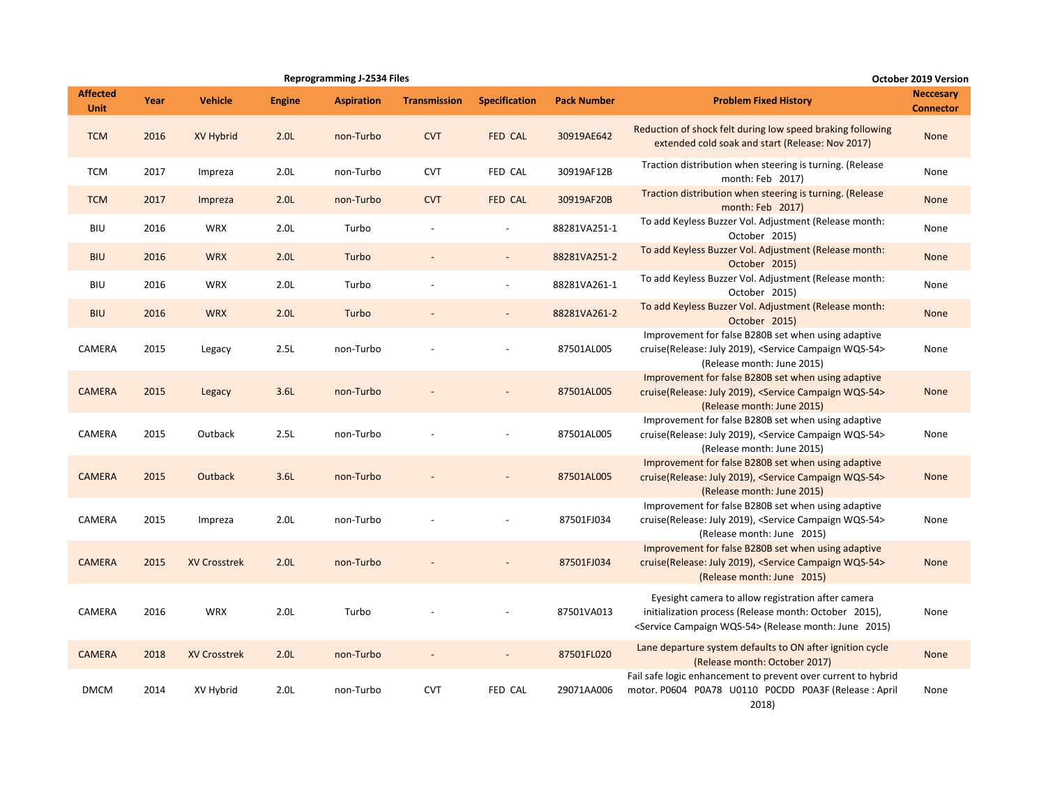**Reprogramming J-2534 Files** | **October 2019 Version**

| Affected Unit | Year | Vehicle | Engine | Aspiration | Transmission | Specification | Pack Number | Problem Fixed History | Neccesary Connector |
|---|---|---|---|---|---|---|---|---|---|
| TCM | 2016 | XV Hybrid | 2.0L | non-Turbo | CVT | FED CAL | 30919AE642 | Reduction of shock felt during low speed braking following extended cold soak and start (Release: Nov 2017) | None |
| TCM | 2017 | Impreza | 2.0L | non-Turbo | CVT | FED CAL | 30919AF12B | Traction distribution when steering is turning. (Release month: Feb 2017) | None |
| TCM | 2017 | Impreza | 2.0L | non-Turbo | CVT | FED CAL | 30919AF20B | Traction distribution when steering is turning. (Release month: Feb 2017) | None |
| BIU | 2016 | WRX | 2.0L | Turbo | - | - | 88281VA251-1 | To add Keyless Buzzer Vol. Adjustment (Release month: October 2015) | None |
| BIU | 2016 | WRX | 2.0L | Turbo | - | - | 88281VA251-2 | To add Keyless Buzzer Vol. Adjustment (Release month: October 2015) | None |
| BIU | 2016 | WRX | 2.0L | Turbo | - | - | 88281VA261-1 | To add Keyless Buzzer Vol. Adjustment (Release month: October 2015) | None |
| BIU | 2016 | WRX | 2.0L | Turbo | - | - | 88281VA261-2 | To add Keyless Buzzer Vol. Adjustment (Release month: October 2015) | None |
| CAMERA | 2015 | Legacy | 2.5L | non-Turbo | - | - | 87501AL005 | Improvement for false B280B set when using adaptive cruise(Release: July 2019), <Service Campaign WQS-54> (Release month: June 2015) | None |
| CAMERA | 2015 | Legacy | 3.6L | non-Turbo | - | - | 87501AL005 | Improvement for false B280B set when using adaptive cruise(Release: July 2019), <Service Campaign WQS-54> (Release month: June 2015) | None |
| CAMERA | 2015 | Outback | 2.5L | non-Turbo | - | - | 87501AL005 | Improvement for false B280B set when using adaptive cruise(Release: July 2019), <Service Campaign WQS-54> (Release month: June 2015) | None |
| CAMERA | 2015 | Outback | 3.6L | non-Turbo | - | - | 87501AL005 | Improvement for false B280B set when using adaptive cruise(Release: July 2019), <Service Campaign WQS-54> (Release month: June 2015) | None |
| CAMERA | 2015 | Impreza | 2.0L | non-Turbo | - | - | 87501FJ034 | Improvement for false B280B set when using adaptive cruise(Release: July 2019), <Service Campaign WQS-54> (Release month: June 2015) | None |
| CAMERA | 2015 | XV Crosstrek | 2.0L | non-Turbo | - | - | 87501FJ034 | Improvement for false B280B set when using adaptive cruise(Release: July 2019), <Service Campaign WQS-54> (Release month: June 2015) | None |
| CAMERA | 2016 | WRX | 2.0L | Turbo | - | - | 87501VA013 | Eyesight camera to allow registration after camera initialization process (Release month: October 2015), <Service Campaign WQS-54> (Release month: June 2015) | None |
| CAMERA | 2018 | XV Crosstrek | 2.0L | non-Turbo | - | - | 87501FL020 | Lane departure system defaults to ON after ignition cycle (Release month: October 2017) | None |
| DMCM | 2014 | XV Hybrid | 2.0L | non-Turbo | CVT | FED CAL | 29071AA006 | Fail safe logic enhancement to prevent over current to hybrid motor. P0604 P0A78 U0110 P0CDD P0A3F (Release : April 2018) | None |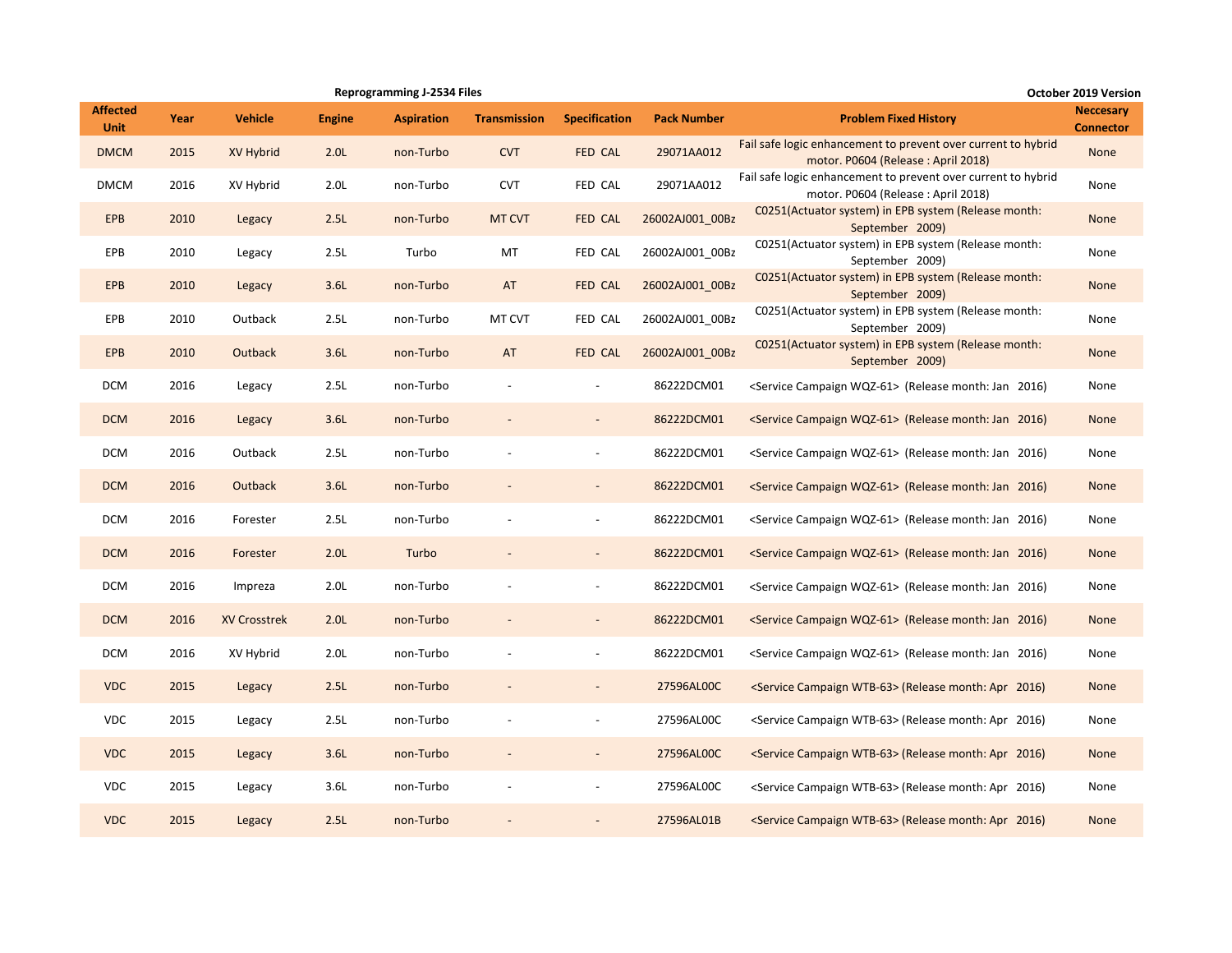Reprogramming J-2534 Files

October 2019 Version

| Affected Unit | Year | Vehicle | Engine | Aspiration | Transmission | Specification | Pack Number | Problem Fixed History | Neccesary Connector |
|---|---|---|---|---|---|---|---|---|---|
| DMCM | 2015 | XV Hybrid | 2.0L | non-Turbo | CVT | FED CAL | 29071AA012 | Fail safe logic enhancement to prevent over current to hybrid motor. P0604 (Release : April 2018) | None |
| DMCM | 2016 | XV Hybrid | 2.0L | non-Turbo | CVT | FED CAL | 29071AA012 | Fail safe logic enhancement to prevent over current to hybrid motor. P0604 (Release : April 2018) | None |
| EPB | 2010 | Legacy | 2.5L | non-Turbo | MT CVT | FED CAL | 26002AJ001_00Bz | C0251(Actuator system) in EPB system (Release month: September 2009) | None |
| EPB | 2010 | Legacy | 2.5L | Turbo | MT | FED CAL | 26002AJ001_00Bz | C0251(Actuator system) in EPB system (Release month: September 2009) | None |
| EPB | 2010 | Legacy | 3.6L | non-Turbo | AT | FED CAL | 26002AJ001_00Bz | C0251(Actuator system) in EPB system (Release month: September 2009) | None |
| EPB | 2010 | Outback | 2.5L | non-Turbo | MT CVT | FED CAL | 26002AJ001_00Bz | C0251(Actuator system) in EPB system (Release month: September 2009) | None |
| EPB | 2010 | Outback | 3.6L | non-Turbo | AT | FED CAL | 26002AJ001_00Bz | C0251(Actuator system) in EPB system (Release month: September 2009) | None |
| DCM | 2016 | Legacy | 2.5L | non-Turbo | - | - | 86222DCM01 | <Service Campaign WQZ-61> (Release month: Jan 2016) | None |
| DCM | 2016 | Legacy | 3.6L | non-Turbo | - | - | 86222DCM01 | <Service Campaign WQZ-61> (Release month: Jan 2016) | None |
| DCM | 2016 | Outback | 2.5L | non-Turbo | - | - | 86222DCM01 | <Service Campaign WQZ-61> (Release month: Jan 2016) | None |
| DCM | 2016 | Outback | 3.6L | non-Turbo | - | - | 86222DCM01 | <Service Campaign WQZ-61> (Release month: Jan 2016) | None |
| DCM | 2016 | Forester | 2.5L | non-Turbo | - | - | 86222DCM01 | <Service Campaign WQZ-61> (Release month: Jan 2016) | None |
| DCM | 2016 | Forester | 2.0L | Turbo | - | - | 86222DCM01 | <Service Campaign WQZ-61> (Release month: Jan 2016) | None |
| DCM | 2016 | Impreza | 2.0L | non-Turbo | - | - | 86222DCM01 | <Service Campaign WQZ-61> (Release month: Jan 2016) | None |
| DCM | 2016 | XV Crosstrek | 2.0L | non-Turbo | - | - | 86222DCM01 | <Service Campaign WQZ-61> (Release month: Jan 2016) | None |
| DCM | 2016 | XV Hybrid | 2.0L | non-Turbo | - | - | 86222DCM01 | <Service Campaign WQZ-61> (Release month: Jan 2016) | None |
| VDC | 2015 | Legacy | 2.5L | non-Turbo | - | - | 27596AL00C | <Service Campaign WTB-63> (Release month: Apr 2016) | None |
| VDC | 2015 | Legacy | 2.5L | non-Turbo | - | - | 27596AL00C | <Service Campaign WTB-63> (Release month: Apr 2016) | None |
| VDC | 2015 | Legacy | 3.6L | non-Turbo | - | - | 27596AL00C | <Service Campaign WTB-63> (Release month: Apr 2016) | None |
| VDC | 2015 | Legacy | 3.6L | non-Turbo | - | - | 27596AL00C | <Service Campaign WTB-63> (Release month: Apr 2016) | None |
| VDC | 2015 | Legacy | 2.5L | non-Turbo | - | - | 27596AL01B | <Service Campaign WTB-63> (Release month: Apr 2016) | None |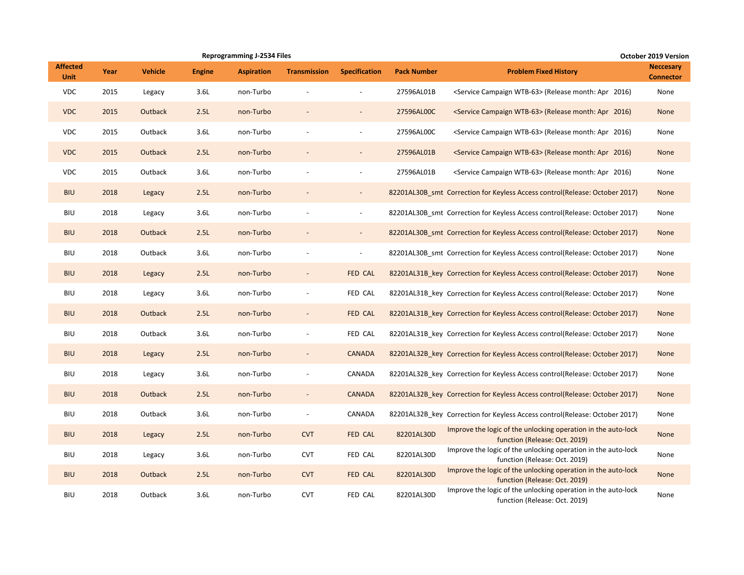**Reprogramming J-2534 Files** — October 2019 Version

| Affected Unit | Year | Vehicle | Engine | Aspiration | Transmission | Specification | Pack Number | Problem Fixed History | Neccesary Connector |
|---|---|---|---|---|---|---|---|---|---|
| VDC | 2015 | Legacy | 3.6L | non-Turbo | - | - | 27596AL01B | <Service Campaign WTB-63> (Release month: Apr 2016) | None |
| VDC | 2015 | Outback | 2.5L | non-Turbo | - | - | 27596AL00C | <Service Campaign WTB-63> (Release month: Apr 2016) | None |
| VDC | 2015 | Outback | 3.6L | non-Turbo | - | - | 27596AL00C | <Service Campaign WTB-63> (Release month: Apr 2016) | None |
| VDC | 2015 | Outback | 2.5L | non-Turbo | - | - | 27596AL01B | <Service Campaign WTB-63> (Release month: Apr 2016) | None |
| VDC | 2015 | Outback | 3.6L | non-Turbo | - | - | 27596AL01B | <Service Campaign WTB-63> (Release month: Apr 2016) | None |
| BIU | 2018 | Legacy | 2.5L | non-Turbo | - | - | 82201AL30B_smt | Correction for Keyless Access control(Release: October 2017) | None |
| BIU | 2018 | Legacy | 3.6L | non-Turbo | - | - | 82201AL30B_smt | Correction for Keyless Access control(Release: October 2017) | None |
| BIU | 2018 | Outback | 2.5L | non-Turbo | - | - | 82201AL30B_smt | Correction for Keyless Access control(Release: October 2017) | None |
| BIU | 2018 | Outback | 3.6L | non-Turbo | - | - | 82201AL30B_smt | Correction for Keyless Access control(Release: October 2017) | None |
| BIU | 2018 | Legacy | 2.5L | non-Turbo | - | FED CAL | 82201AL31B_key | Correction for Keyless Access control(Release: October 2017) | None |
| BIU | 2018 | Legacy | 3.6L | non-Turbo | - | FED CAL | 82201AL31B_key | Correction for Keyless Access control(Release: October 2017) | None |
| BIU | 2018 | Outback | 2.5L | non-Turbo | - | FED CAL | 82201AL31B_key | Correction for Keyless Access control(Release: October 2017) | None |
| BIU | 2018 | Outback | 3.6L | non-Turbo | - | FED CAL | 82201AL31B_key | Correction for Keyless Access control(Release: October 2017) | None |
| BIU | 2018 | Legacy | 2.5L | non-Turbo | - | CANADA | 82201AL32B_key | Correction for Keyless Access control(Release: October 2017) | None |
| BIU | 2018 | Legacy | 3.6L | non-Turbo | - | CANADA | 82201AL32B_key | Correction for Keyless Access control(Release: October 2017) | None |
| BIU | 2018 | Outback | 2.5L | non-Turbo | - | CANADA | 82201AL32B_key | Correction for Keyless Access control(Release: October 2017) | None |
| BIU | 2018 | Outback | 3.6L | non-Turbo | - | CANADA | 82201AL32B_key | Correction for Keyless Access control(Release: October 2017) | None |
| BIU | 2018 | Legacy | 2.5L | non-Turbo | CVT | FED CAL | 82201AL30D | Improve the logic of the unlocking operation in the auto-lock function (Release: Oct. 2019) | None |
| BIU | 2018 | Legacy | 3.6L | non-Turbo | CVT | FED CAL | 82201AL30D | Improve the logic of the unlocking operation in the auto-lock function (Release: Oct. 2019) | None |
| BIU | 2018 | Outback | 2.5L | non-Turbo | CVT | FED CAL | 82201AL30D | Improve the logic of the unlocking operation in the auto-lock function (Release: Oct. 2019) | None |
| BIU | 2018 | Outback | 3.6L | non-Turbo | CVT | FED CAL | 82201AL30D | Improve the logic of the unlocking operation in the auto-lock function (Release: Oct. 2019) | None |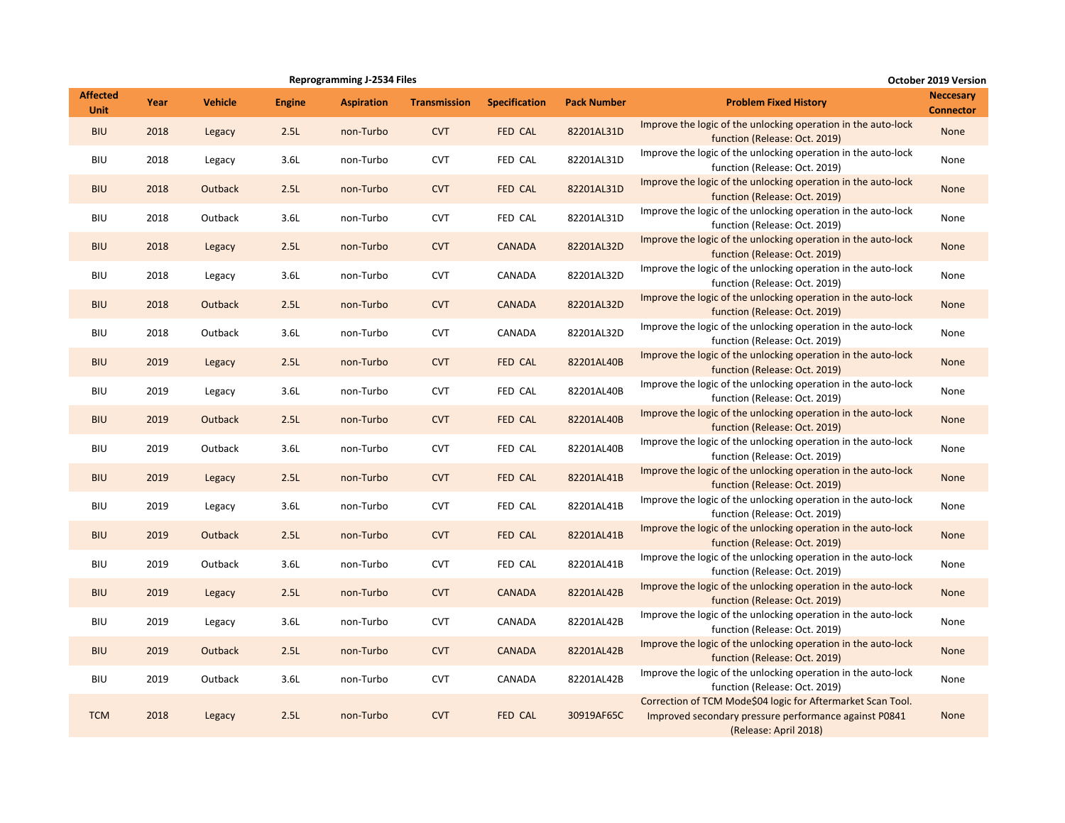**Reprogramming J-2534 Files** — **October 2019 Version**

| Affected Unit | Year | Vehicle | Engine | Aspiration | Transmission | Specification | Pack Number | Problem Fixed History | Neccesary Connector |
|---|---|---|---|---|---|---|---|---|---|
| BIU | 2018 | Legacy | 2.5L | non-Turbo | CVT | FED CAL | 82201AL31D | Improve the logic of the unlocking operation in the auto-lock function (Release: Oct. 2019) | None |
| BIU | 2018 | Legacy | 3.6L | non-Turbo | CVT | FED CAL | 82201AL31D | Improve the logic of the unlocking operation in the auto-lock function (Release: Oct. 2019) | None |
| BIU | 2018 | Outback | 2.5L | non-Turbo | CVT | FED CAL | 82201AL31D | Improve the logic of the unlocking operation in the auto-lock function (Release: Oct. 2019) | None |
| BIU | 2018 | Outback | 3.6L | non-Turbo | CVT | FED CAL | 82201AL31D | Improve the logic of the unlocking operation in the auto-lock function (Release: Oct. 2019) | None |
| BIU | 2018 | Legacy | 2.5L | non-Turbo | CVT | CANADA | 82201AL32D | Improve the logic of the unlocking operation in the auto-lock function (Release: Oct. 2019) | None |
| BIU | 2018 | Legacy | 3.6L | non-Turbo | CVT | CANADA | 82201AL32D | Improve the logic of the unlocking operation in the auto-lock function (Release: Oct. 2019) | None |
| BIU | 2018 | Outback | 2.5L | non-Turbo | CVT | CANADA | 82201AL32D | Improve the logic of the unlocking operation in the auto-lock function (Release: Oct. 2019) | None |
| BIU | 2018 | Outback | 3.6L | non-Turbo | CVT | CANADA | 82201AL32D | Improve the logic of the unlocking operation in the auto-lock function (Release: Oct. 2019) | None |
| BIU | 2019 | Legacy | 2.5L | non-Turbo | CVT | FED CAL | 82201AL40B | Improve the logic of the unlocking operation in the auto-lock function (Release: Oct. 2019) | None |
| BIU | 2019 | Legacy | 3.6L | non-Turbo | CVT | FED CAL | 82201AL40B | Improve the logic of the unlocking operation in the auto-lock function (Release: Oct. 2019) | None |
| BIU | 2019 | Outback | 2.5L | non-Turbo | CVT | FED CAL | 82201AL40B | Improve the logic of the unlocking operation in the auto-lock function (Release: Oct. 2019) | None |
| BIU | 2019 | Outback | 3.6L | non-Turbo | CVT | FED CAL | 82201AL40B | Improve the logic of the unlocking operation in the auto-lock function (Release: Oct. 2019) | None |
| BIU | 2019 | Legacy | 2.5L | non-Turbo | CVT | FED CAL | 82201AL41B | Improve the logic of the unlocking operation in the auto-lock function (Release: Oct. 2019) | None |
| BIU | 2019 | Legacy | 3.6L | non-Turbo | CVT | FED CAL | 82201AL41B | Improve the logic of the unlocking operation in the auto-lock function (Release: Oct. 2019) | None |
| BIU | 2019 | Outback | 2.5L | non-Turbo | CVT | FED CAL | 82201AL41B | Improve the logic of the unlocking operation in the auto-lock function (Release: Oct. 2019) | None |
| BIU | 2019 | Outback | 3.6L | non-Turbo | CVT | FED CAL | 82201AL41B | Improve the logic of the unlocking operation in the auto-lock function (Release: Oct. 2019) | None |
| BIU | 2019 | Legacy | 2.5L | non-Turbo | CVT | CANADA | 82201AL42B | Improve the logic of the unlocking operation in the auto-lock function (Release: Oct. 2019) | None |
| BIU | 2019 | Legacy | 3.6L | non-Turbo | CVT | CANADA | 82201AL42B | Improve the logic of the unlocking operation in the auto-lock function (Release: Oct. 2019) | None |
| BIU | 2019 | Outback | 2.5L | non-Turbo | CVT | CANADA | 82201AL42B | Improve the logic of the unlocking operation in the auto-lock function (Release: Oct. 2019) | None |
| BIU | 2019 | Outback | 3.6L | non-Turbo | CVT | CANADA | 82201AL42B | Improve the logic of the unlocking operation in the auto-lock function (Release: Oct. 2019) | None |
| TCM | 2018 | Legacy | 2.5L | non-Turbo | CVT | FED CAL | 30919AF65C | Correction of TCM Mode$04 logic for Aftermarket Scan Tool. Improved secondary pressure performance against P0841 (Release: April 2018) | None |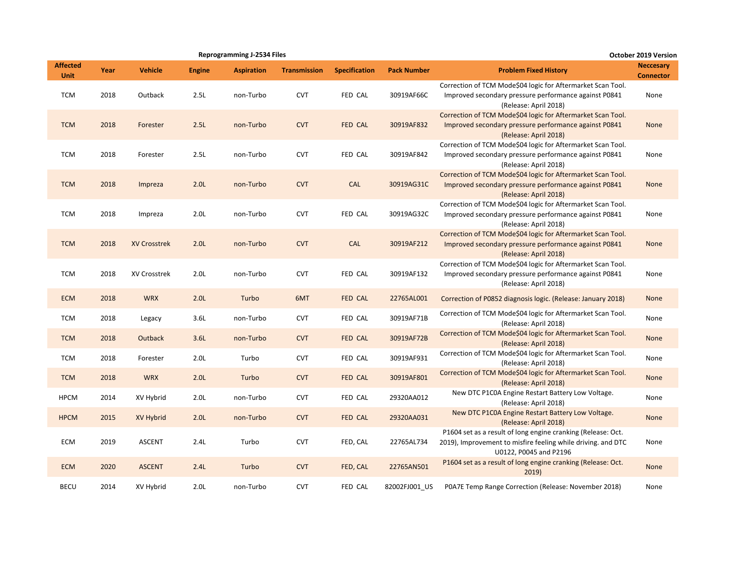Reprogramming J-2534 Files

October 2019 Version

| Affected Unit | Year | Vehicle | Engine | Aspiration | Transmission | Specification | Pack Number | Problem Fixed History | Neccesary Connector |
|---|---|---|---|---|---|---|---|---|---|
| TCM | 2018 | Outback | 2.5L | non-Turbo | CVT | FED CAL | 30919AF66C | Correction of TCM Mode$04 logic for Aftermarket Scan Tool. Improved secondary pressure performance against P0841 (Release: April 2018) | None |
| TCM | 2018 | Forester | 2.5L | non-Turbo | CVT | FED CAL | 30919AF832 | Correction of TCM Mode$04 logic for Aftermarket Scan Tool. Improved secondary pressure performance against P0841 (Release: April 2018) | None |
| TCM | 2018 | Forester | 2.5L | non-Turbo | CVT | FED CAL | 30919AF842 | Correction of TCM Mode$04 logic for Aftermarket Scan Tool. Improved secondary pressure performance against P0841 (Release: April 2018) | None |
| TCM | 2018 | Impreza | 2.0L | non-Turbo | CVT | CAL | 30919AG31C | Correction of TCM Mode$04 logic for Aftermarket Scan Tool. Improved secondary pressure performance against P0841 (Release: April 2018) | None |
| TCM | 2018 | Impreza | 2.0L | non-Turbo | CVT | FED CAL | 30919AG32C | Correction of TCM Mode$04 logic for Aftermarket Scan Tool. Improved secondary pressure performance against P0841 (Release: April 2018) | None |
| TCM | 2018 | XV Crosstrek | 2.0L | non-Turbo | CVT | CAL | 30919AF212 | Correction of TCM Mode$04 logic for Aftermarket Scan Tool. Improved secondary pressure performance against P0841 (Release: April 2018) | None |
| TCM | 2018 | XV Crosstrek | 2.0L | non-Turbo | CVT | FED CAL | 30919AF132 | Correction of TCM Mode$04 logic for Aftermarket Scan Tool. Improved secondary pressure performance against P0841 (Release: April 2018) | None |
| ECM | 2018 | WRX | 2.0L | Turbo | 6MT | FED CAL | 22765AL001 | Correction of P0852 diagnosis logic. (Release: January 2018) | None |
| TCM | 2018 | Legacy | 3.6L | non-Turbo | CVT | FED CAL | 30919AF71B | Correction of TCM Mode$04 logic for Aftermarket Scan Tool. (Release: April 2018) | None |
| TCM | 2018 | Outback | 3.6L | non-Turbo | CVT | FED CAL | 30919AF72B | Correction of TCM Mode$04 logic for Aftermarket Scan Tool. (Release: April 2018) | None |
| TCM | 2018 | Forester | 2.0L | Turbo | CVT | FED CAL | 30919AF931 | Correction of TCM Mode$04 logic for Aftermarket Scan Tool. (Release: April 2018) | None |
| TCM | 2018 | WRX | 2.0L | Turbo | CVT | FED CAL | 30919AF801 | Correction of TCM Mode$04 logic for Aftermarket Scan Tool. (Release: April 2018) | None |
| HPCM | 2014 | XV Hybrid | 2.0L | non-Turbo | CVT | FED CAL | 29320AA012 | New DTC P1C0A Engine Restart Battery Low Voltage. (Release: April 2018) | None |
| HPCM | 2015 | XV Hybrid | 2.0L | non-Turbo | CVT | FED CAL | 29320AA031 | New DTC P1C0A Engine Restart Battery Low Voltage. (Release: April 2018) | None |
| ECM | 2019 | ASCENT | 2.4L | Turbo | CVT | FED, CAL | 22765AL734 | P1604 set as a result of long engine cranking (Release: Oct. 2019), Improvement to misfire feeling while driving. and DTC U0122, P0045 and P2196 | None |
| ECM | 2020 | ASCENT | 2.4L | Turbo | CVT | FED, CAL | 22765AN501 | P1604 set as a result of long engine cranking (Release: Oct. 2019) | None |
| BECU | 2014 | XV Hybrid | 2.0L | non-Turbo | CVT | FED CAL | 82002FJ001_US | P0A7E Temp Range Correction (Release: November 2018) | None |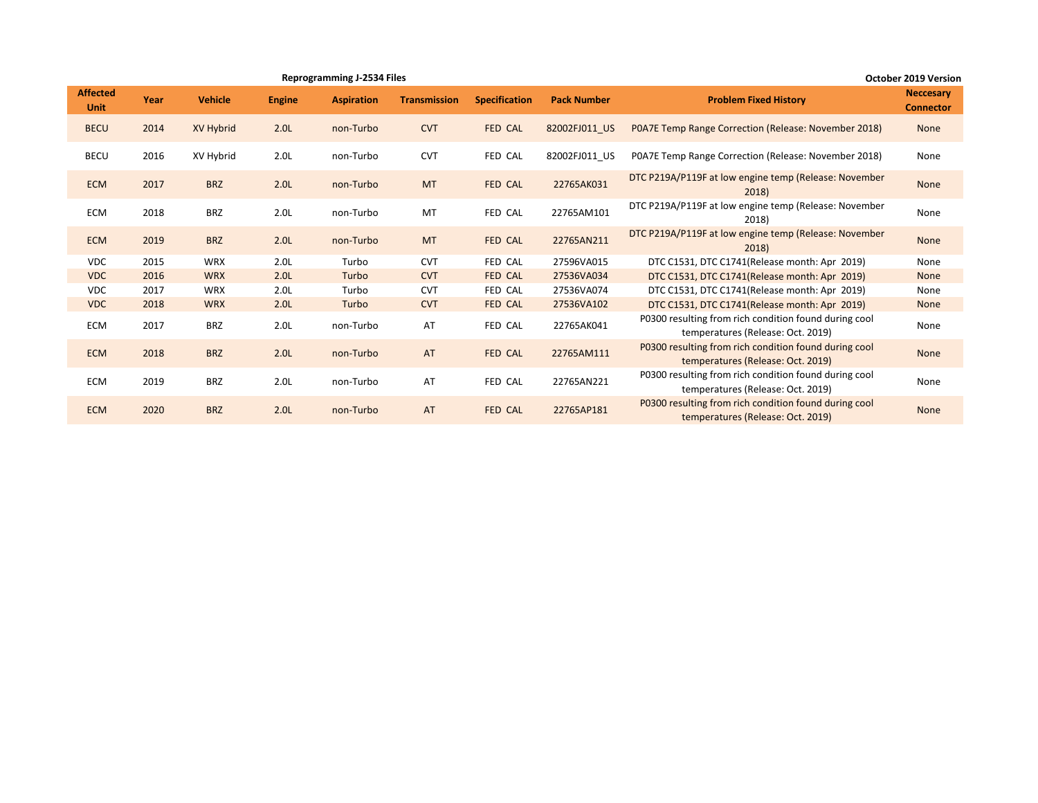**Reprogramming J-2534 Files** — **October 2019 Version**

| Affected Unit | Year | Vehicle | Engine | Aspiration | Transmission | Specification | Pack Number | Problem Fixed History | Neccesary Connector |
|---|---|---|---|---|---|---|---|---|---|
| BECU | 2014 | XV Hybrid | 2.0L | non-Turbo | CVT | FED CAL | 82002FJ011_US | P0A7E Temp Range Correction (Release: November 2018) | None |
| BECU | 2016 | XV Hybrid | 2.0L | non-Turbo | CVT | FED CAL | 82002FJ011_US | P0A7E Temp Range Correction (Release: November 2018) | None |
| ECM | 2017 | BRZ | 2.0L | non-Turbo | MT | FED CAL | 22765AK031 | DTC P219A/P119F at low engine temp (Release: November 2018) | None |
| ECM | 2018 | BRZ | 2.0L | non-Turbo | MT | FED CAL | 22765AM101 | DTC P219A/P119F at low engine temp (Release: November 2018) | None |
| ECM | 2019 | BRZ | 2.0L | non-Turbo | MT | FED CAL | 22765AN211 | DTC P219A/P119F at low engine temp (Release: November 2018) | None |
| VDC | 2015 | WRX | 2.0L | Turbo | CVT | FED CAL | 27596VA015 | DTC C1531, DTC C1741(Release month: Apr 2019) | None |
| VDC | 2016 | WRX | 2.0L | Turbo | CVT | FED CAL | 27536VA034 | DTC C1531, DTC C1741(Release month: Apr 2019) | None |
| VDC | 2017 | WRX | 2.0L | Turbo | CVT | FED CAL | 27536VA074 | DTC C1531, DTC C1741(Release month: Apr 2019) | None |
| VDC | 2018 | WRX | 2.0L | Turbo | CVT | FED CAL | 27536VA102 | DTC C1531, DTC C1741(Release month: Apr 2019) | None |
| ECM | 2017 | BRZ | 2.0L | non-Turbo | AT | FED CAL | 22765AK041 | P0300 resulting from rich condition found during cool temperatures (Release: Oct. 2019) | None |
| ECM | 2018 | BRZ | 2.0L | non-Turbo | AT | FED CAL | 22765AM111 | P0300 resulting from rich condition found during cool temperatures (Release: Oct. 2019) | None |
| ECM | 2019 | BRZ | 2.0L | non-Turbo | AT | FED CAL | 22765AN221 | P0300 resulting from rich condition found during cool temperatures (Release: Oct. 2019) | None |
| ECM | 2020 | BRZ | 2.0L | non-Turbo | AT | FED CAL | 22765AP181 | P0300 resulting from rich condition found during cool temperatures (Release: Oct. 2019) | None |